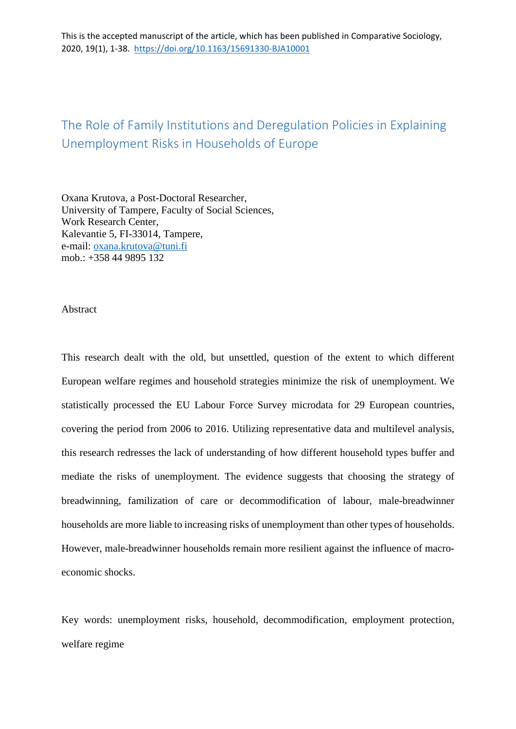This is the accepted manuscript of the article, which has been published in Comparative Sociology, 2020, 19(1), 1-38. https://doi.org/10.1163/15691330-BJA10001

# The Role of Family Institutions and Deregulation Policies in Explaining Unemployment Risks in Households of Europe

Oxana Krutova, a Post-Doctoral Researcher,
University of Tampere, Faculty of Social Sciences,
Work Research Center,
Kalevantie 5, FI-33014, Tampere,
e-mail: oxana.krutova@tuni.fi
mob.: +358 44 9895 132

## Abstract

This research dealt with the old, but unsettled, question of the extent to which different European welfare regimes and household strategies minimize the risk of unemployment. We statistically processed the EU Labour Force Survey microdata for 29 European countries, covering the period from 2006 to 2016. Utilizing representative data and multilevel analysis, this research redresses the lack of understanding of how different household types buffer and mediate the risks of unemployment. The evidence suggests that choosing the strategy of breadwinning, familization of care or decommodification of labour, male-breadwinner households are more liable to increasing risks of unemployment than other types of households. However, male-breadwinner households remain more resilient against the influence of macro-economic shocks.

Key words: unemployment risks, household, decommodification, employment protection, welfare regime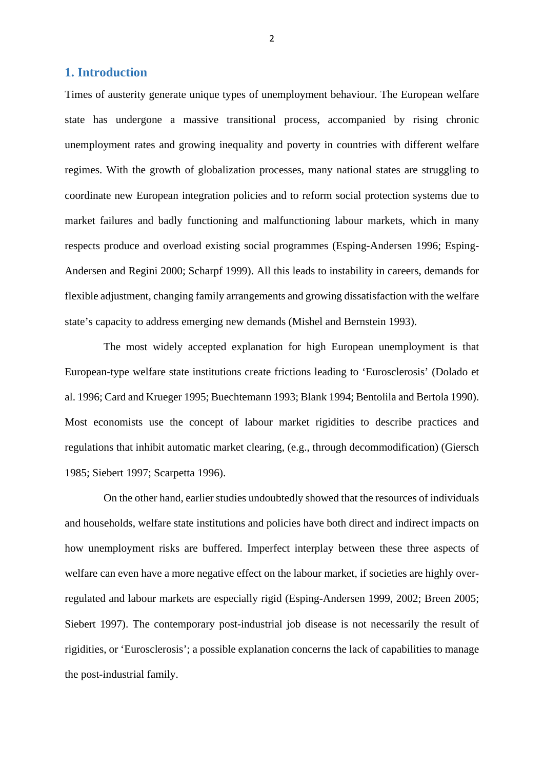## 1. Introduction

Times of austerity generate unique types of unemployment behaviour. The European welfare state has undergone a massive transitional process, accompanied by rising chronic unemployment rates and growing inequality and poverty in countries with different welfare regimes. With the growth of globalization processes, many national states are struggling to coordinate new European integration policies and to reform social protection systems due to market failures and badly functioning and malfunctioning labour markets, which in many respects produce and overload existing social programmes (Esping-Andersen 1996; Esping-Andersen and Regini 2000; Scharpf 1999). All this leads to instability in careers, demands for flexible adjustment, changing family arrangements and growing dissatisfaction with the welfare state's capacity to address emerging new demands (Mishel and Bernstein 1993).

The most widely accepted explanation for high European unemployment is that European-type welfare state institutions create frictions leading to 'Eurosclerosis' (Dolado et al. 1996; Card and Krueger 1995; Buechtemann 1993; Blank 1994; Bentolila and Bertola 1990). Most economists use the concept of labour market rigidities to describe practices and regulations that inhibit automatic market clearing, (e.g., through decommodification) (Giersch 1985; Siebert 1997; Scarpetta 1996).

On the other hand, earlier studies undoubtedly showed that the resources of individuals and households, welfare state institutions and policies have both direct and indirect impacts on how unemployment risks are buffered. Imperfect interplay between these three aspects of welfare can even have a more negative effect on the labour market, if societies are highly over-regulated and labour markets are especially rigid (Esping-Andersen 1999, 2002; Breen 2005; Siebert 1997). The contemporary post-industrial job disease is not necessarily the result of rigidities, or 'Eurosclerosis'; a possible explanation concerns the lack of capabilities to manage the post-industrial family.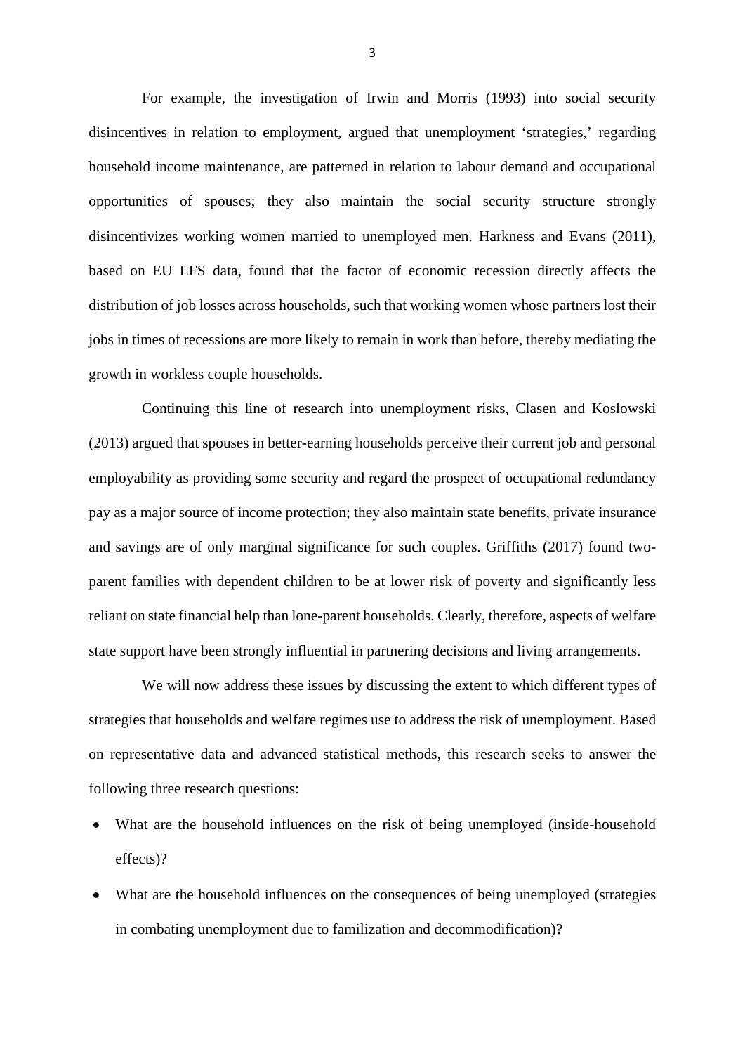For example, the investigation of Irwin and Morris (1993) into social security disincentives in relation to employment, argued that unemployment 'strategies,' regarding household income maintenance, are patterned in relation to labour demand and occupational opportunities of spouses; they also maintain the social security structure strongly disincentivizes working women married to unemployed men. Harkness and Evans (2011), based on EU LFS data, found that the factor of economic recession directly affects the distribution of job losses across households, such that working women whose partners lost their jobs in times of recessions are more likely to remain in work than before, thereby mediating the growth in workless couple households.

Continuing this line of research into unemployment risks, Clasen and Koslowski (2013) argued that spouses in better-earning households perceive their current job and personal employability as providing some security and regard the prospect of occupational redundancy pay as a major source of income protection; they also maintain state benefits, private insurance and savings are of only marginal significance for such couples. Griffiths (2017) found two-parent families with dependent children to be at lower risk of poverty and significantly less reliant on state financial help than lone-parent households. Clearly, therefore, aspects of welfare state support have been strongly influential in partnering decisions and living arrangements.

We will now address these issues by discussing the extent to which different types of strategies that households and welfare regimes use to address the risk of unemployment. Based on representative data and advanced statistical methods, this research seeks to answer the following three research questions:

- What are the household influences on the risk of being unemployed (inside-household effects)?
- What are the household influences on the consequences of being unemployed (strategies in combating unemployment due to familization and decommodification)?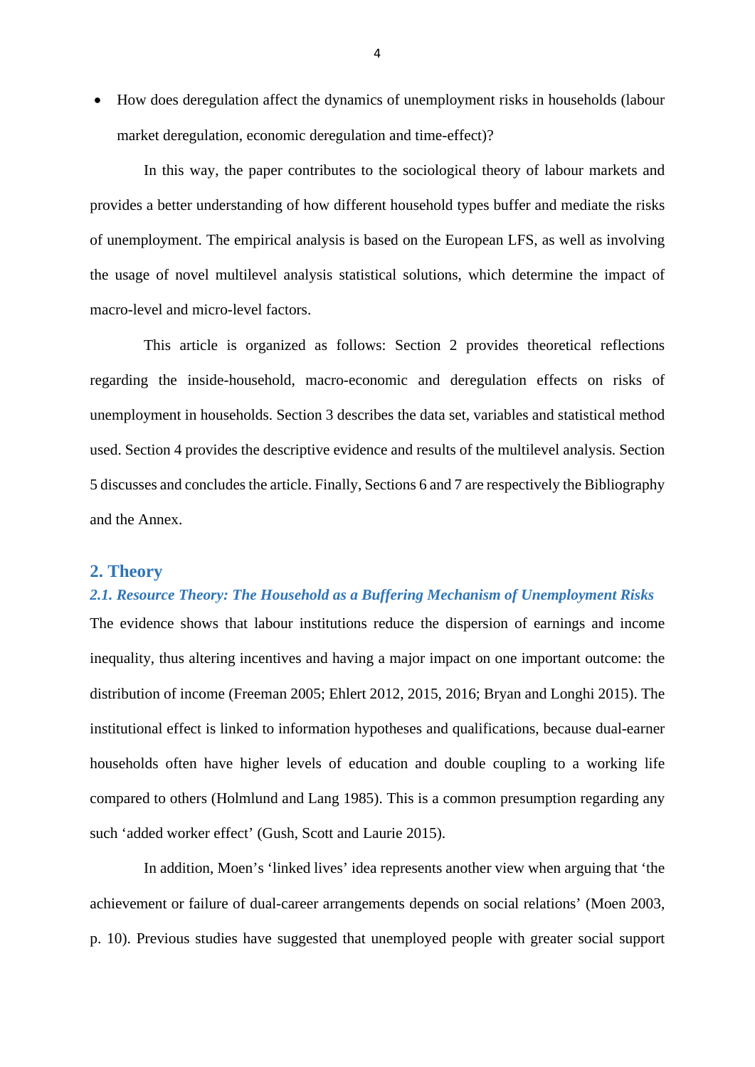- How does deregulation affect the dynamics of unemployment risks in households (labour market deregulation, economic deregulation and time-effect)?

In this way, the paper contributes to the sociological theory of labour markets and provides a better understanding of how different household types buffer and mediate the risks of unemployment. The empirical analysis is based on the European LFS, as well as involving the usage of novel multilevel analysis statistical solutions, which determine the impact of macro-level and micro-level factors.

This article is organized as follows: Section 2 provides theoretical reflections regarding the inside-household, macro-economic and deregulation effects on risks of unemployment in households. Section 3 describes the data set, variables and statistical method used. Section 4 provides the descriptive evidence and results of the multilevel analysis. Section 5 discusses and concludes the article. Finally, Sections 6 and 7 are respectively the Bibliography and the Annex.

## 2. Theory

### *2.1. Resource Theory: The Household as a Buffering Mechanism of Unemployment Risks*

The evidence shows that labour institutions reduce the dispersion of earnings and income inequality, thus altering incentives and having a major impact on one important outcome: the distribution of income (Freeman 2005; Ehlert 2012, 2015, 2016; Bryan and Longhi 2015). The institutional effect is linked to information hypotheses and qualifications, because dual-earner households often have higher levels of education and double coupling to a working life compared to others (Holmlund and Lang 1985). This is a common presumption regarding any such 'added worker effect' (Gush, Scott and Laurie 2015).

In addition, Moen's 'linked lives' idea represents another view when arguing that 'the achievement or failure of dual-career arrangements depends on social relations' (Moen 2003, p. 10). Previous studies have suggested that unemployed people with greater social support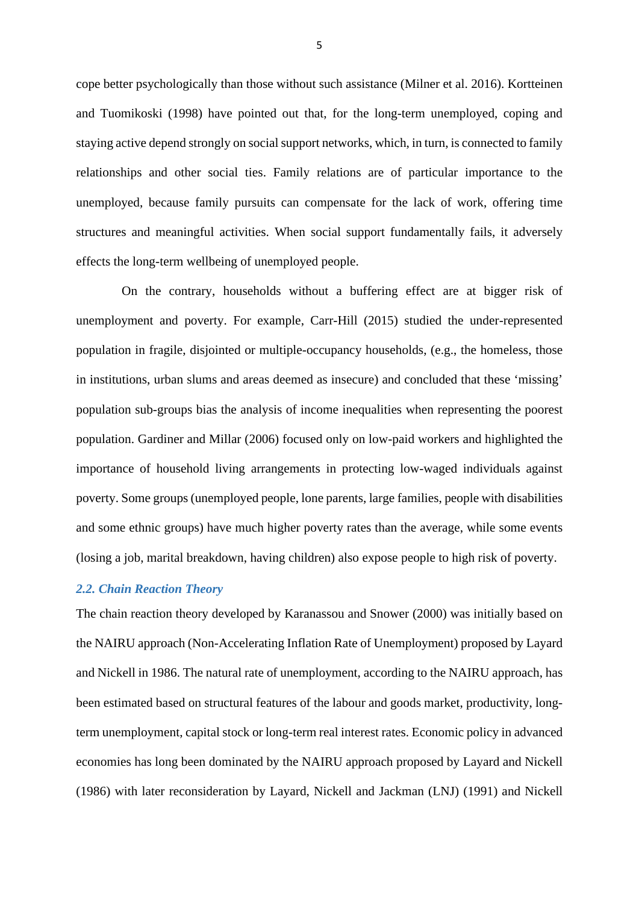cope better psychologically than those without such assistance (Milner et al. 2016). Kortteinen and Tuomikoski (1998) have pointed out that, for the long-term unemployed, coping and staying active depend strongly on social support networks, which, in turn, is connected to family relationships and other social ties. Family relations are of particular importance to the unemployed, because family pursuits can compensate for the lack of work, offering time structures and meaningful activities. When social support fundamentally fails, it adversely effects the long-term wellbeing of unemployed people.

On the contrary, households without a buffering effect are at bigger risk of unemployment and poverty. For example, Carr-Hill (2015) studied the under-represented population in fragile, disjointed or multiple-occupancy households, (e.g., the homeless, those in institutions, urban slums and areas deemed as insecure) and concluded that these 'missing' population sub-groups bias the analysis of income inequalities when representing the poorest population. Gardiner and Millar (2006) focused only on low-paid workers and highlighted the importance of household living arrangements in protecting low-waged individuals against poverty. Some groups (unemployed people, lone parents, large families, people with disabilities and some ethnic groups) have much higher poverty rates than the average, while some events (losing a job, marital breakdown, having children) also expose people to high risk of poverty.

### *2.2. Chain Reaction Theory*

The chain reaction theory developed by Karanassou and Snower (2000) was initially based on the NAIRU approach (Non-Accelerating Inflation Rate of Unemployment) proposed by Layard and Nickell in 1986. The natural rate of unemployment, according to the NAIRU approach, has been estimated based on structural features of the labour and goods market, productivity, long-term unemployment, capital stock or long-term real interest rates. Economic policy in advanced economies has long been dominated by the NAIRU approach proposed by Layard and Nickell (1986) with later reconsideration by Layard, Nickell and Jackman (LNJ) (1991) and Nickell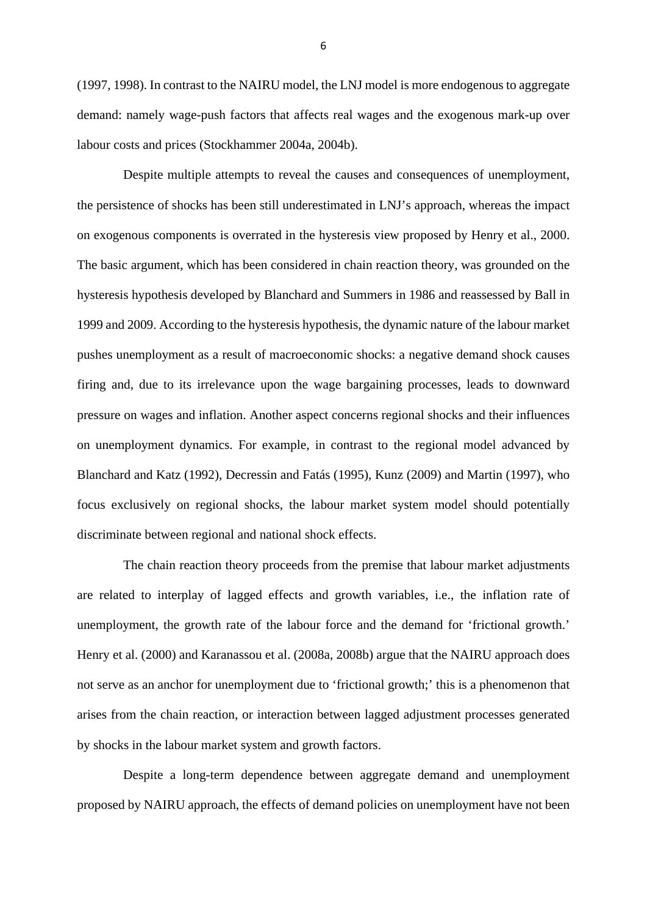(1997, 1998). In contrast to the NAIRU model, the LNJ model is more endogenous to aggregate demand: namely wage-push factors that affects real wages and the exogenous mark-up over labour costs and prices (Stockhammer 2004a, 2004b).

Despite multiple attempts to reveal the causes and consequences of unemployment, the persistence of shocks has been still underestimated in LNJ's approach, whereas the impact on exogenous components is overrated in the hysteresis view proposed by Henry et al., 2000. The basic argument, which has been considered in chain reaction theory, was grounded on the hysteresis hypothesis developed by Blanchard and Summers in 1986 and reassessed by Ball in 1999 and 2009. According to the hysteresis hypothesis, the dynamic nature of the labour market pushes unemployment as a result of macroeconomic shocks: a negative demand shock causes firing and, due to its irrelevance upon the wage bargaining processes, leads to downward pressure on wages and inflation. Another aspect concerns regional shocks and their influences on unemployment dynamics. For example, in contrast to the regional model advanced by Blanchard and Katz (1992), Decressin and Fatás (1995), Kunz (2009) and Martin (1997), who focus exclusively on regional shocks, the labour market system model should potentially discriminate between regional and national shock effects.

The chain reaction theory proceeds from the premise that labour market adjustments are related to interplay of lagged effects and growth variables, i.e., the inflation rate of unemployment, the growth rate of the labour force and the demand for 'frictional growth.' Henry et al. (2000) and Karanassou et al. (2008a, 2008b) argue that the NAIRU approach does not serve as an anchor for unemployment due to 'frictional growth;' this is a phenomenon that arises from the chain reaction, or interaction between lagged adjustment processes generated by shocks in the labour market system and growth factors.

Despite a long-term dependence between aggregate demand and unemployment proposed by NAIRU approach, the effects of demand policies on unemployment have not been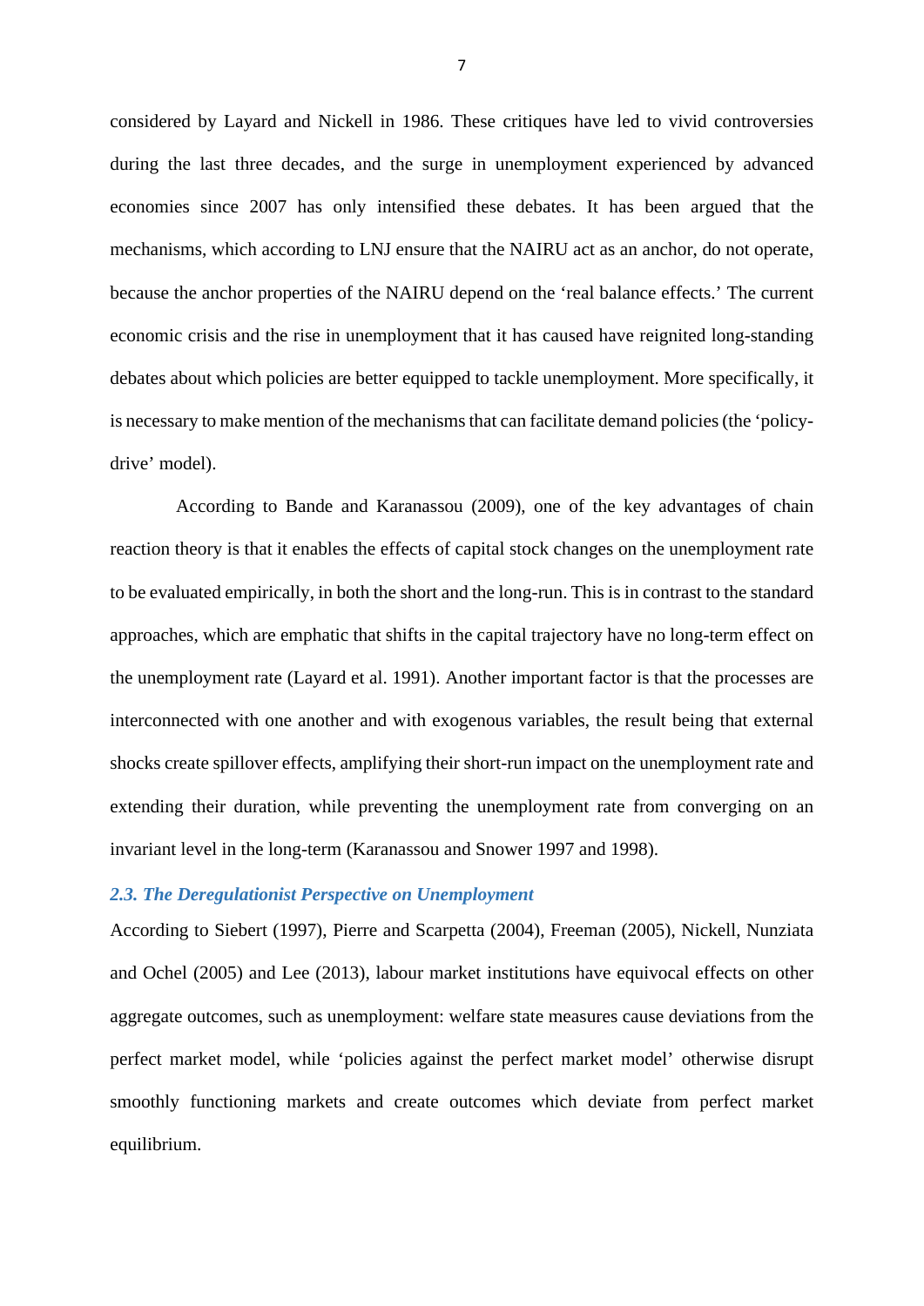considered by Layard and Nickell in 1986. These critiques have led to vivid controversies during the last three decades, and the surge in unemployment experienced by advanced economies since 2007 has only intensified these debates. It has been argued that the mechanisms, which according to LNJ ensure that the NAIRU act as an anchor, do not operate, because the anchor properties of the NAIRU depend on the 'real balance effects.' The current economic crisis and the rise in unemployment that it has caused have reignited long-standing debates about which policies are better equipped to tackle unemployment. More specifically, it is necessary to make mention of the mechanisms that can facilitate demand policies (the 'policy-drive' model).

According to Bande and Karanassou (2009), one of the key advantages of chain reaction theory is that it enables the effects of capital stock changes on the unemployment rate to be evaluated empirically, in both the short and the long-run. This is in contrast to the standard approaches, which are emphatic that shifts in the capital trajectory have no long-term effect on the unemployment rate (Layard et al. 1991). Another important factor is that the processes are interconnected with one another and with exogenous variables, the result being that external shocks create spillover effects, amplifying their short-run impact on the unemployment rate and extending their duration, while preventing the unemployment rate from converging on an invariant level in the long-term (Karanassou and Snower 1997 and 1998).

### *2.3. The Deregulationist Perspective on Unemployment*

According to Siebert (1997), Pierre and Scarpetta (2004), Freeman (2005), Nickell, Nunziata and Ochel (2005) and Lee (2013), labour market institutions have equivocal effects on other aggregate outcomes, such as unemployment: welfare state measures cause deviations from the perfect market model, while 'policies against the perfect market model' otherwise disrupt smoothly functioning markets and create outcomes which deviate from perfect market equilibrium.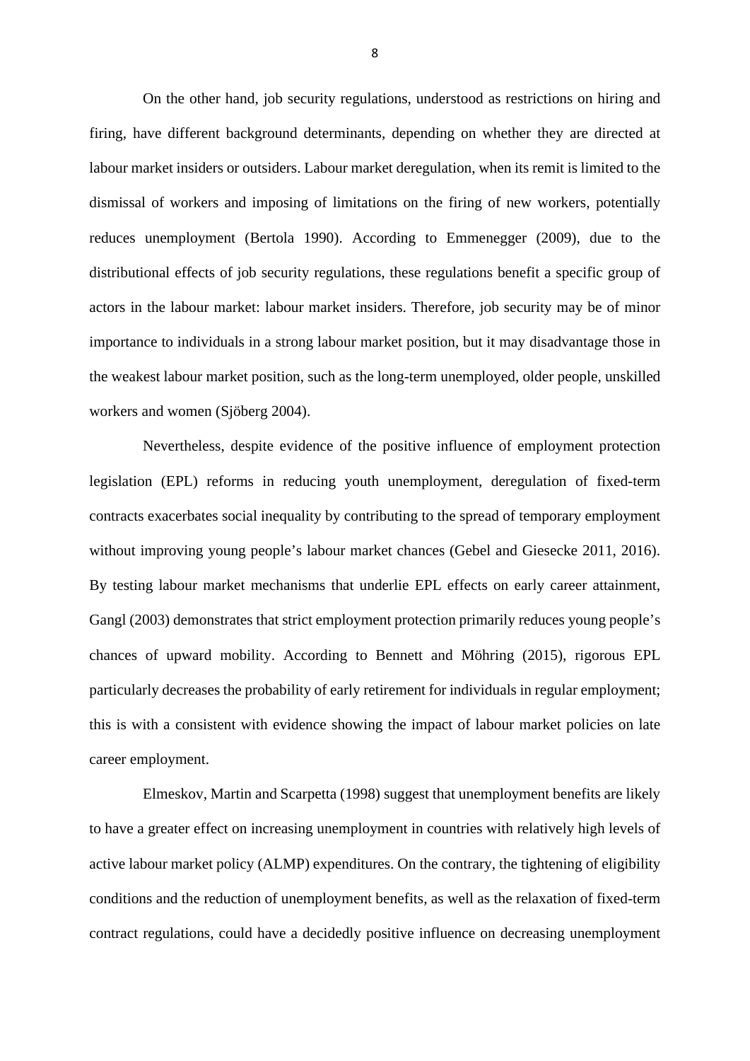On the other hand, job security regulations, understood as restrictions on hiring and firing, have different background determinants, depending on whether they are directed at labour market insiders or outsiders. Labour market deregulation, when its remit is limited to the dismissal of workers and imposing of limitations on the firing of new workers, potentially reduces unemployment (Bertola 1990). According to Emmenegger (2009), due to the distributional effects of job security regulations, these regulations benefit a specific group of actors in the labour market: labour market insiders. Therefore, job security may be of minor importance to individuals in a strong labour market position, but it may disadvantage those in the weakest labour market position, such as the long-term unemployed, older people, unskilled workers and women (Sjöberg 2004).

Nevertheless, despite evidence of the positive influence of employment protection legislation (EPL) reforms in reducing youth unemployment, deregulation of fixed-term contracts exacerbates social inequality by contributing to the spread of temporary employment without improving young people's labour market chances (Gebel and Giesecke 2011, 2016). By testing labour market mechanisms that underlie EPL effects on early career attainment, Gangl (2003) demonstrates that strict employment protection primarily reduces young people's chances of upward mobility. According to Bennett and Möhring (2015), rigorous EPL particularly decreases the probability of early retirement for individuals in regular employment; this is with a consistent with evidence showing the impact of labour market policies on late career employment.

Elmeskov, Martin and Scarpetta (1998) suggest that unemployment benefits are likely to have a greater effect on increasing unemployment in countries with relatively high levels of active labour market policy (ALMP) expenditures. On the contrary, the tightening of eligibility conditions and the reduction of unemployment benefits, as well as the relaxation of fixed-term contract regulations, could have a decidedly positive influence on decreasing unemployment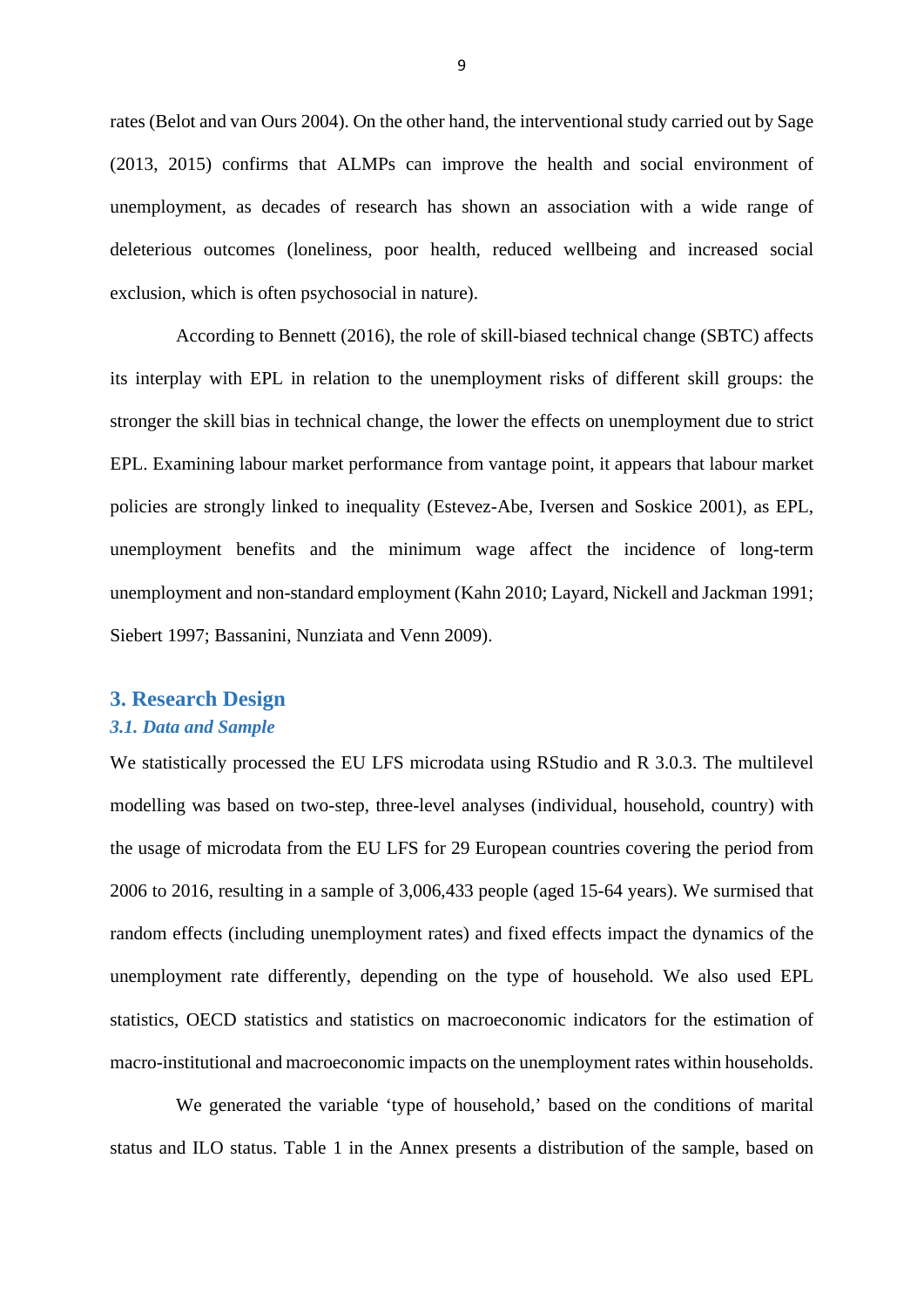rates (Belot and van Ours 2004). On the other hand, the interventional study carried out by Sage (2013, 2015) confirms that ALMPs can improve the health and social environment of unemployment, as decades of research has shown an association with a wide range of deleterious outcomes (loneliness, poor health, reduced wellbeing and increased social exclusion, which is often psychosocial in nature).

According to Bennett (2016), the role of skill-biased technical change (SBTC) affects its interplay with EPL in relation to the unemployment risks of different skill groups: the stronger the skill bias in technical change, the lower the effects on unemployment due to strict EPL. Examining labour market performance from vantage point, it appears that labour market policies are strongly linked to inequality (Estevez-Abe, Iversen and Soskice 2001), as EPL, unemployment benefits and the minimum wage affect the incidence of long-term unemployment and non-standard employment (Kahn 2010; Layard, Nickell and Jackman 1991; Siebert 1997; Bassanini, Nunziata and Venn 2009).

## 3. Research Design

### *3.1. Data and Sample*

We statistically processed the EU LFS microdata using RStudio and R 3.0.3. The multilevel modelling was based on two-step, three-level analyses (individual, household, country) with the usage of microdata from the EU LFS for 29 European countries covering the period from 2006 to 2016, resulting in a sample of 3,006,433 people (aged 15-64 years). We surmised that random effects (including unemployment rates) and fixed effects impact the dynamics of the unemployment rate differently, depending on the type of household. We also used EPL statistics, OECD statistics and statistics on macroeconomic indicators for the estimation of macro-institutional and macroeconomic impacts on the unemployment rates within households.

We generated the variable 'type of household,' based on the conditions of marital status and ILO status. Table 1 in the Annex presents a distribution of the sample, based on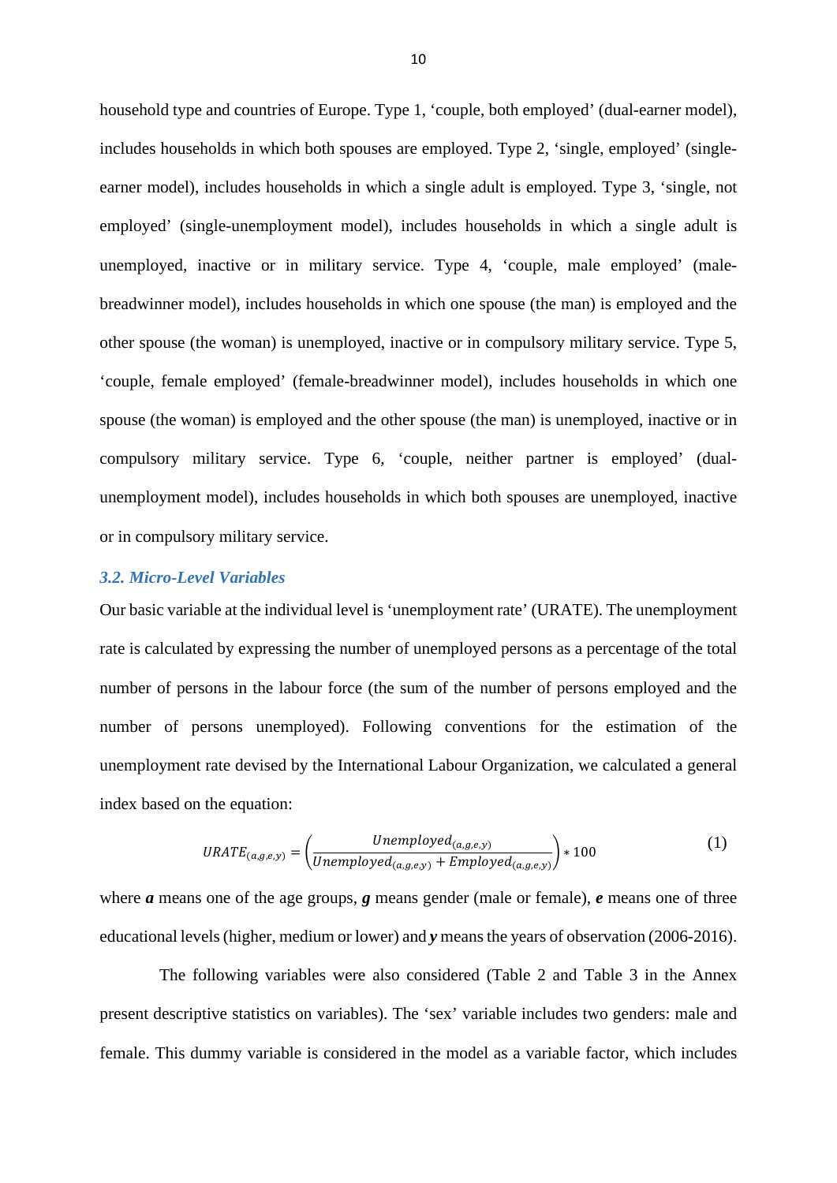household type and countries of Europe. Type 1, 'couple, both employed' (dual-earner model), includes households in which both spouses are employed. Type 2, 'single, employed' (single-earner model), includes households in which a single adult is employed. Type 3, 'single, not employed' (single-unemployment model), includes households in which a single adult is unemployed, inactive or in military service. Type 4, 'couple, male employed' (male-breadwinner model), includes households in which one spouse (the man) is employed and the other spouse (the woman) is unemployed, inactive or in compulsory military service. Type 5, 'couple, female employed' (female-breadwinner model), includes households in which one spouse (the woman) is employed and the other spouse (the man) is unemployed, inactive or in compulsory military service. Type 6, 'couple, neither partner is employed' (dual-unemployment model), includes households in which both spouses are unemployed, inactive or in compulsory military service.

### *3.2. Micro-Level Variables*

Our basic variable at the individual level is 'unemployment rate' (URATE). The unemployment rate is calculated by expressing the number of unemployed persons as a percentage of the total number of persons in the labour force (the sum of the number of persons employed and the number of persons unemployed). Following conventions for the estimation of the unemployment rate devised by the International Labour Organization, we calculated a general index based on the equation:

$$URATE_{(a,g,e,y)} = \left(\frac{Unemployed_{(a,g,e,y)}}{Unemployed_{(a,g,e,y)} + Employed_{(a,g,e,y)}}\right) * 100 \quad (1)$$

where ***a*** means one of the age groups, ***g*** means gender (male or female), ***e*** means one of three educational levels (higher, medium or lower) and ***y*** means the years of observation (2006-2016).

The following variables were also considered (Table 2 and Table 3 in the Annex present descriptive statistics on variables). The 'sex' variable includes two genders: male and female. This dummy variable is considered in the model as a variable factor, which includes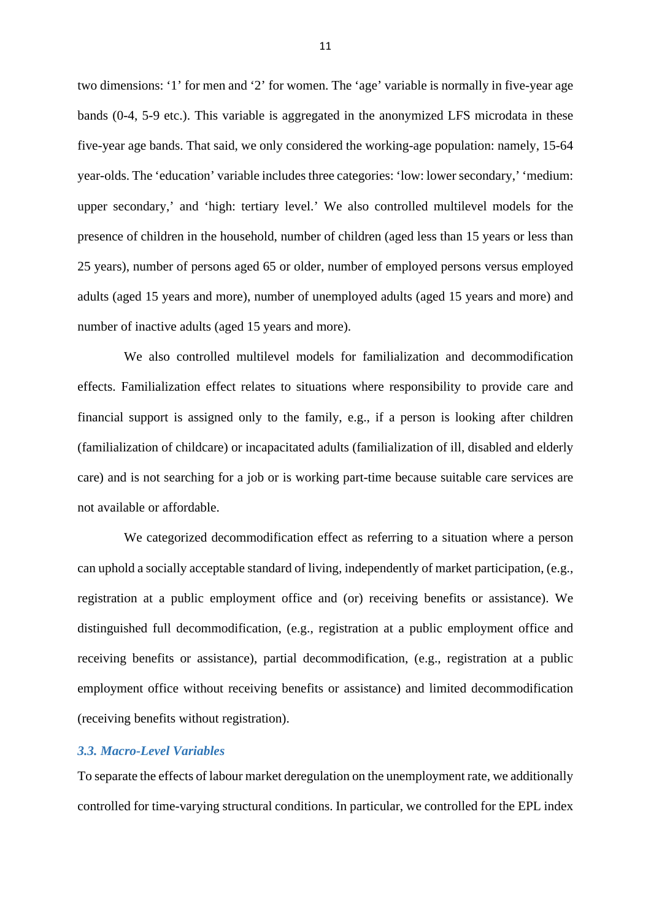two dimensions: '1' for men and '2' for women. The 'age' variable is normally in five-year age bands (0-4, 5-9 etc.). This variable is aggregated in the anonymized LFS microdata in these five-year age bands. That said, we only considered the working-age population: namely, 15-64 year-olds. The 'education' variable includes three categories: 'low: lower secondary,' 'medium: upper secondary,' and 'high: tertiary level.' We also controlled multilevel models for the presence of children in the household, number of children (aged less than 15 years or less than 25 years), number of persons aged 65 or older, number of employed persons versus employed adults (aged 15 years and more), number of unemployed adults (aged 15 years and more) and number of inactive adults (aged 15 years and more).

We also controlled multilevel models for familialization and decommodification effects. Familialization effect relates to situations where responsibility to provide care and financial support is assigned only to the family, e.g., if a person is looking after children (familialization of childcare) or incapacitated adults (familialization of ill, disabled and elderly care) and is not searching for a job or is working part-time because suitable care services are not available or affordable.

We categorized decommodification effect as referring to a situation where a person can uphold a socially acceptable standard of living, independently of market participation, (e.g., registration at a public employment office and (or) receiving benefits or assistance). We distinguished full decommodification, (e.g., registration at a public employment office and receiving benefits or assistance), partial decommodification, (e.g., registration at a public employment office without receiving benefits or assistance) and limited decommodification (receiving benefits without registration).

### *3.3. Macro-Level Variables*

To separate the effects of labour market deregulation on the unemployment rate, we additionally controlled for time-varying structural conditions. In particular, we controlled for the EPL index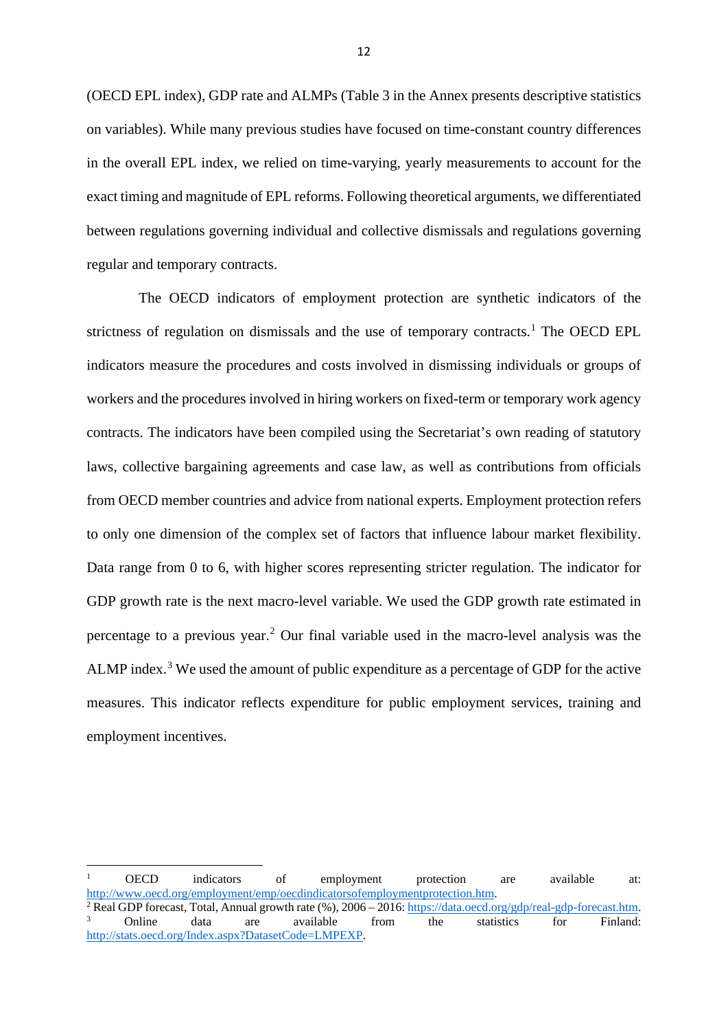(OECD EPL index), GDP rate and ALMPs (Table 3 in the Annex presents descriptive statistics on variables). While many previous studies have focused on time-constant country differences in the overall EPL index, we relied on time-varying, yearly measurements to account for the exact timing and magnitude of EPL reforms. Following theoretical arguments, we differentiated between regulations governing individual and collective dismissals and regulations governing regular and temporary contracts.

The OECD indicators of employment protection are synthetic indicators of the strictness of regulation on dismissals and the use of temporary contracts.[1] The OECD EPL indicators measure the procedures and costs involved in dismissing individuals or groups of workers and the procedures involved in hiring workers on fixed-term or temporary work agency contracts. The indicators have been compiled using the Secretariat's own reading of statutory laws, collective bargaining agreements and case law, as well as contributions from officials from OECD member countries and advice from national experts. Employment protection refers to only one dimension of the complex set of factors that influence labour market flexibility. Data range from 0 to 6, with higher scores representing stricter regulation. The indicator for GDP growth rate is the next macro-level variable. We used the GDP growth rate estimated in percentage to a previous year.[2] Our final variable used in the macro-level analysis was the ALMP index.[3] We used the amount of public expenditure as a percentage of GDP for the active measures. This indicator reflects expenditure for public employment services, training and employment incentives.

---

[1] OECD indicators of employment protection are available at: http://www.oecd.org/employment/emp/oecdindicatorsofemploymentprotection.htm.

[2] Real GDP forecast, Total, Annual growth rate (%), 2006 – 2016: https://data.oecd.org/gdp/real-gdp-forecast.htm.

[3] Online data are available from the statistics for Finland: http://stats.oecd.org/Index.aspx?DatasetCode=LMPEXP.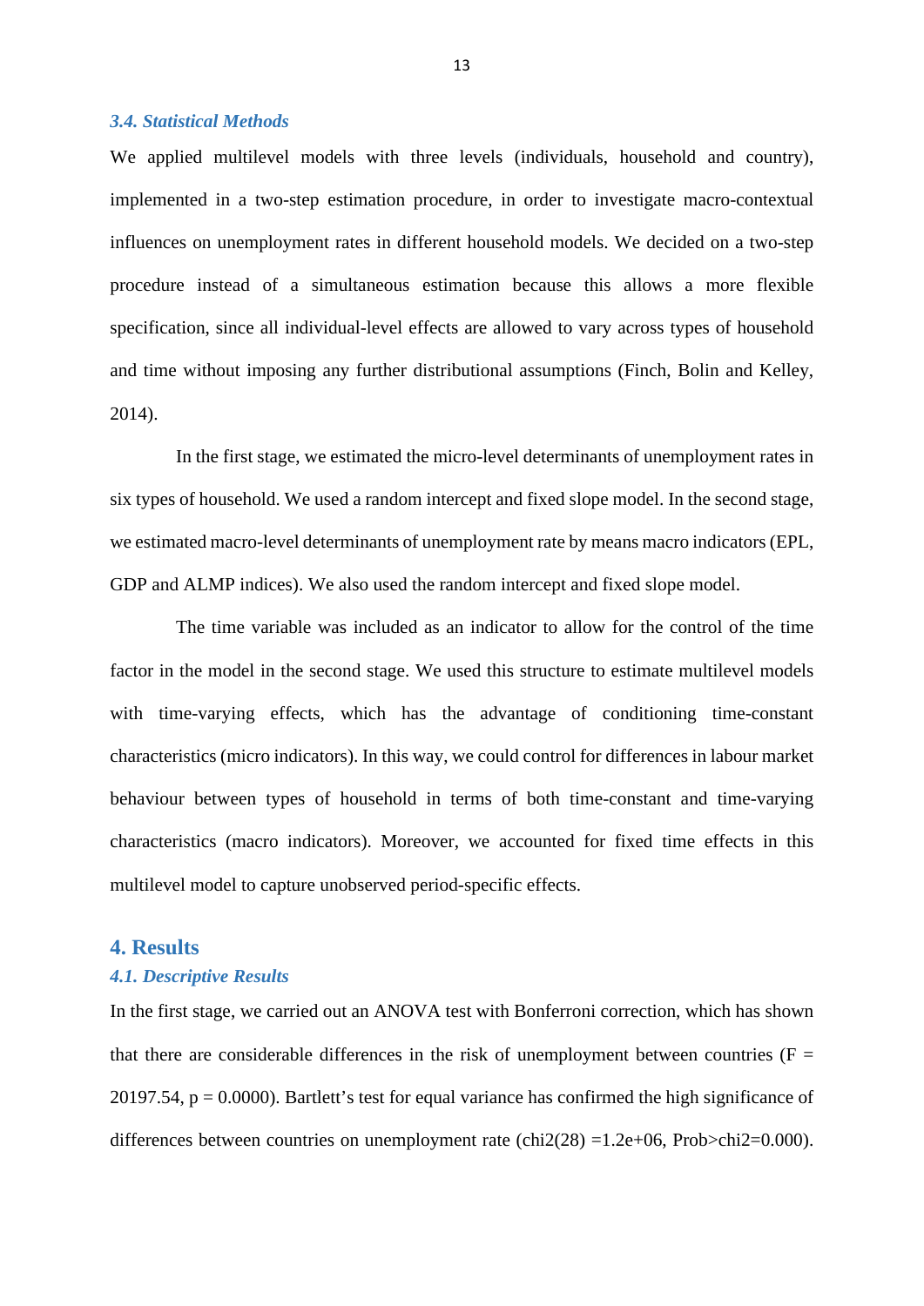### *3.4. Statistical Methods*

We applied multilevel models with three levels (individuals, household and country), implemented in a two-step estimation procedure, in order to investigate macro-contextual influences on unemployment rates in different household models. We decided on a two-step procedure instead of a simultaneous estimation because this allows a more flexible specification, since all individual-level effects are allowed to vary across types of household and time without imposing any further distributional assumptions (Finch, Bolin and Kelley, 2014).

In the first stage, we estimated the micro-level determinants of unemployment rates in six types of household. We used a random intercept and fixed slope model. In the second stage, we estimated macro-level determinants of unemployment rate by means macro indicators (EPL, GDP and ALMP indices). We also used the random intercept and fixed slope model.

The time variable was included as an indicator to allow for the control of the time factor in the model in the second stage. We used this structure to estimate multilevel models with time-varying effects, which has the advantage of conditioning time-constant characteristics (micro indicators). In this way, we could control for differences in labour market behaviour between types of household in terms of both time-constant and time-varying characteristics (macro indicators). Moreover, we accounted for fixed time effects in this multilevel model to capture unobserved period-specific effects.

## 4. Results

### *4.1. Descriptive Results*

In the first stage, we carried out an ANOVA test with Bonferroni correction, which has shown that there are considerable differences in the risk of unemployment between countries ($F = 20197.54$, $p = 0.0000$). Bartlett's test for equal variance has confirmed the high significance of differences between countries on unemployment rate ($chi2(28) = 1.2e+06$, $Prob>chi2=0.000$).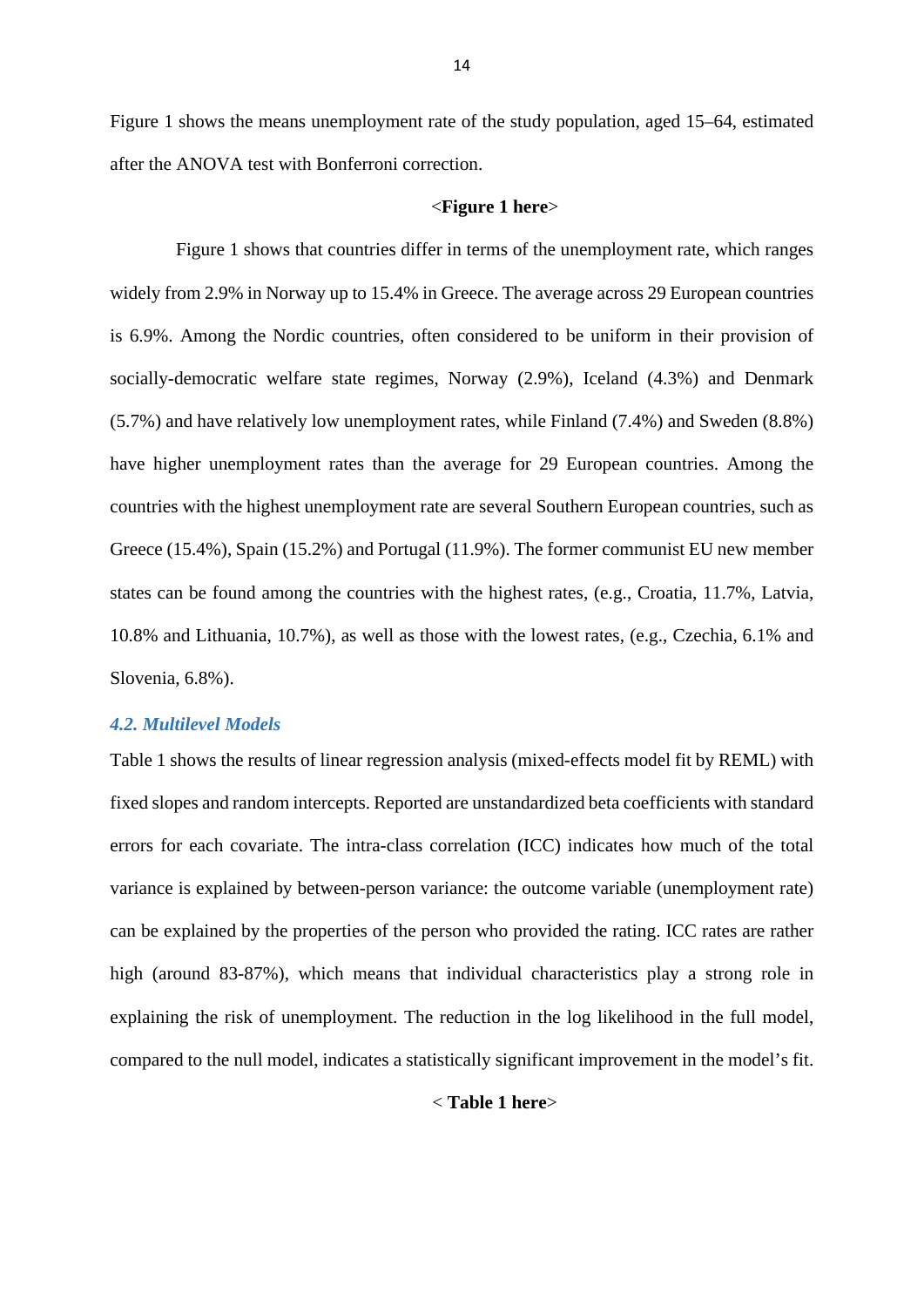Figure 1 shows the means unemployment rate of the study population, aged 15–64, estimated after the ANOVA test with Bonferroni correction.

<**Figure 1 here**>

Figure 1 shows that countries differ in terms of the unemployment rate, which ranges widely from 2.9% in Norway up to 15.4% in Greece. The average across 29 European countries is 6.9%. Among the Nordic countries, often considered to be uniform in their provision of socially-democratic welfare state regimes, Norway (2.9%), Iceland (4.3%) and Denmark (5.7%) and have relatively low unemployment rates, while Finland (7.4%) and Sweden (8.8%) have higher unemployment rates than the average for 29 European countries. Among the countries with the highest unemployment rate are several Southern European countries, such as Greece (15.4%), Spain (15.2%) and Portugal (11.9%). The former communist EU new member states can be found among the countries with the highest rates, (e.g., Croatia, 11.7%, Latvia, 10.8% and Lithuania, 10.7%), as well as those with the lowest rates, (e.g., Czechia, 6.1% and Slovenia, 6.8%).

### *4.2. Multilevel Models*

Table 1 shows the results of linear regression analysis (mixed-effects model fit by REML) with fixed slopes and random intercepts. Reported are unstandardized beta coefficients with standard errors for each covariate. The intra-class correlation (ICC) indicates how much of the total variance is explained by between-person variance: the outcome variable (unemployment rate) can be explained by the properties of the person who provided the rating. ICC rates are rather high (around 83-87%), which means that individual characteristics play a strong role in explaining the risk of unemployment. The reduction in the log likelihood in the full model, compared to the null model, indicates a statistically significant improvement in the model's fit.

< **Table 1 here**>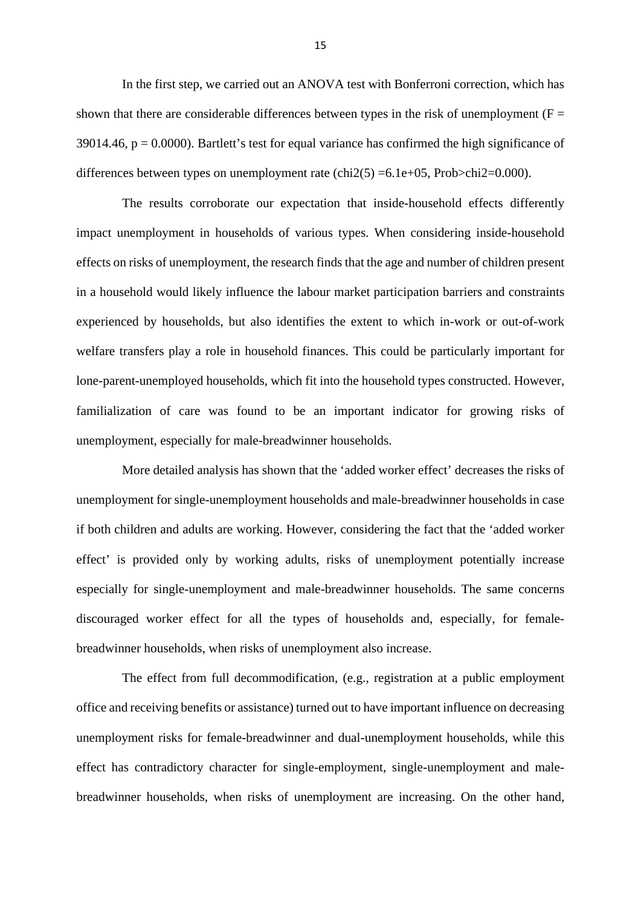In the first step, we carried out an ANOVA test with Bonferroni correction, which has shown that there are considerable differences between types in the risk of unemployment ($F = 39014.46$, $p = 0.0000$). Bartlett's test for equal variance has confirmed the high significance of differences between types on unemployment rate ($chi2(5) = 6.1e+05$, $Prob>chi2=0.000$).

The results corroborate our expectation that inside-household effects differently impact unemployment in households of various types. When considering inside-household effects on risks of unemployment, the research finds that the age and number of children present in a household would likely influence the labour market participation barriers and constraints experienced by households, but also identifies the extent to which in-work or out-of-work welfare transfers play a role in household finances. This could be particularly important for lone-parent-unemployed households, which fit into the household types constructed. However, familialization of care was found to be an important indicator for growing risks of unemployment, especially for male-breadwinner households.

More detailed analysis has shown that the 'added worker effect' decreases the risks of unemployment for single-unemployment households and male-breadwinner households in case if both children and adults are working. However, considering the fact that the 'added worker effect' is provided only by working adults, risks of unemployment potentially increase especially for single-unemployment and male-breadwinner households. The same concerns discouraged worker effect for all the types of households and, especially, for female-breadwinner households, when risks of unemployment also increase.

The effect from full decommodification, (e.g., registration at a public employment office and receiving benefits or assistance) turned out to have important influence on decreasing unemployment risks for female-breadwinner and dual-unemployment households, while this effect has contradictory character for single-employment, single-unemployment and male-breadwinner households, when risks of unemployment are increasing. On the other hand,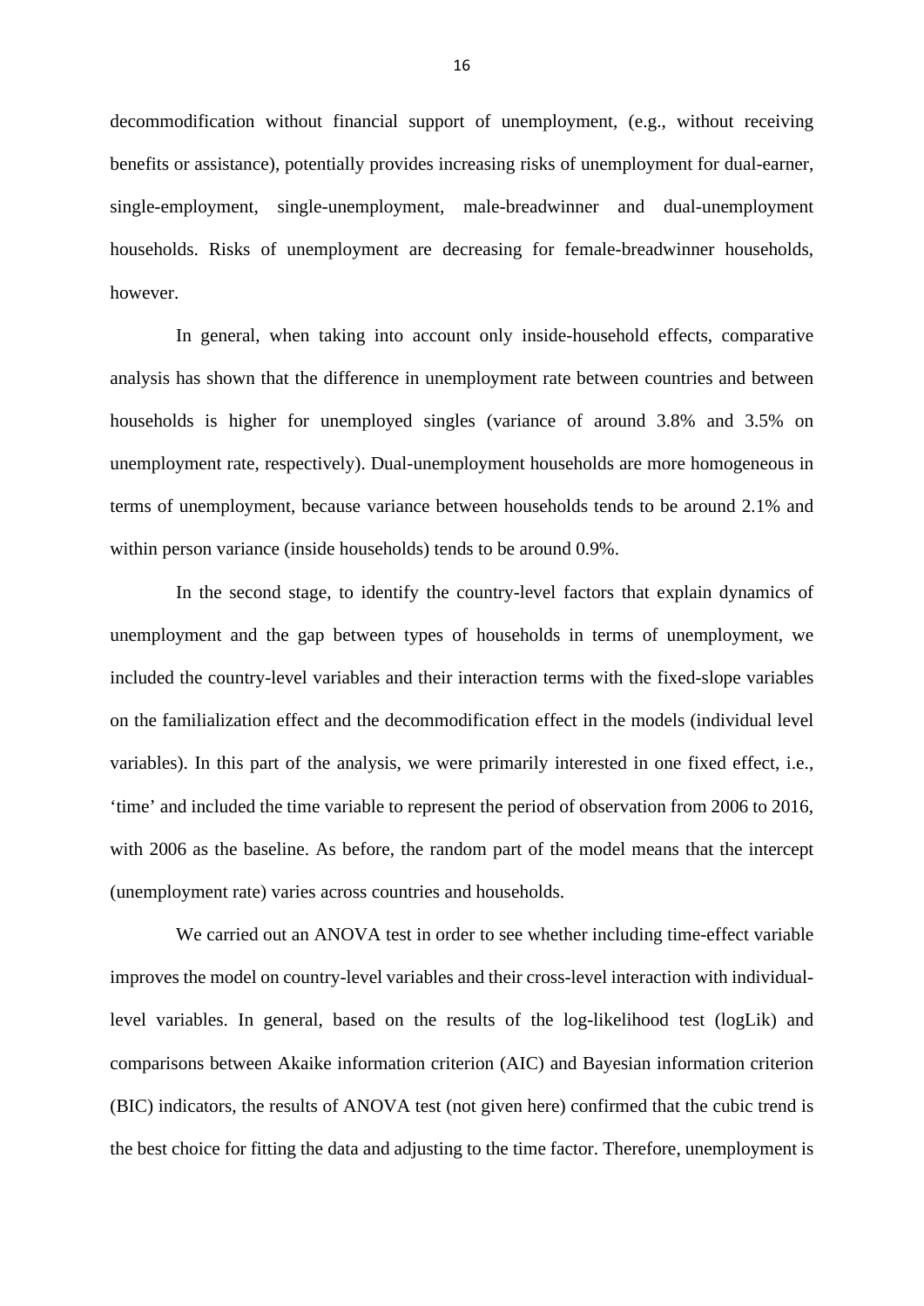decommodification without financial support of unemployment, (e.g., without receiving benefits or assistance), potentially provides increasing risks of unemployment for dual-earner, single-employment, single-unemployment, male-breadwinner and dual-unemployment households. Risks of unemployment are decreasing for female-breadwinner households, however.

In general, when taking into account only inside-household effects, comparative analysis has shown that the difference in unemployment rate between countries and between households is higher for unemployed singles (variance of around 3.8% and 3.5% on unemployment rate, respectively). Dual-unemployment households are more homogeneous in terms of unemployment, because variance between households tends to be around 2.1% and within person variance (inside households) tends to be around 0.9%.

In the second stage, to identify the country-level factors that explain dynamics of unemployment and the gap between types of households in terms of unemployment, we included the country-level variables and their interaction terms with the fixed-slope variables on the familialization effect and the decommodification effect in the models (individual level variables). In this part of the analysis, we were primarily interested in one fixed effect, i.e., 'time' and included the time variable to represent the period of observation from 2006 to 2016, with 2006 as the baseline. As before, the random part of the model means that the intercept (unemployment rate) varies across countries and households.

We carried out an ANOVA test in order to see whether including time-effect variable improves the model on country-level variables and their cross-level interaction with individual-level variables. In general, based on the results of the log-likelihood test (logLik) and comparisons between Akaike information criterion (AIC) and Bayesian information criterion (BIC) indicators, the results of ANOVA test (not given here) confirmed that the cubic trend is the best choice for fitting the data and adjusting to the time factor. Therefore, unemployment is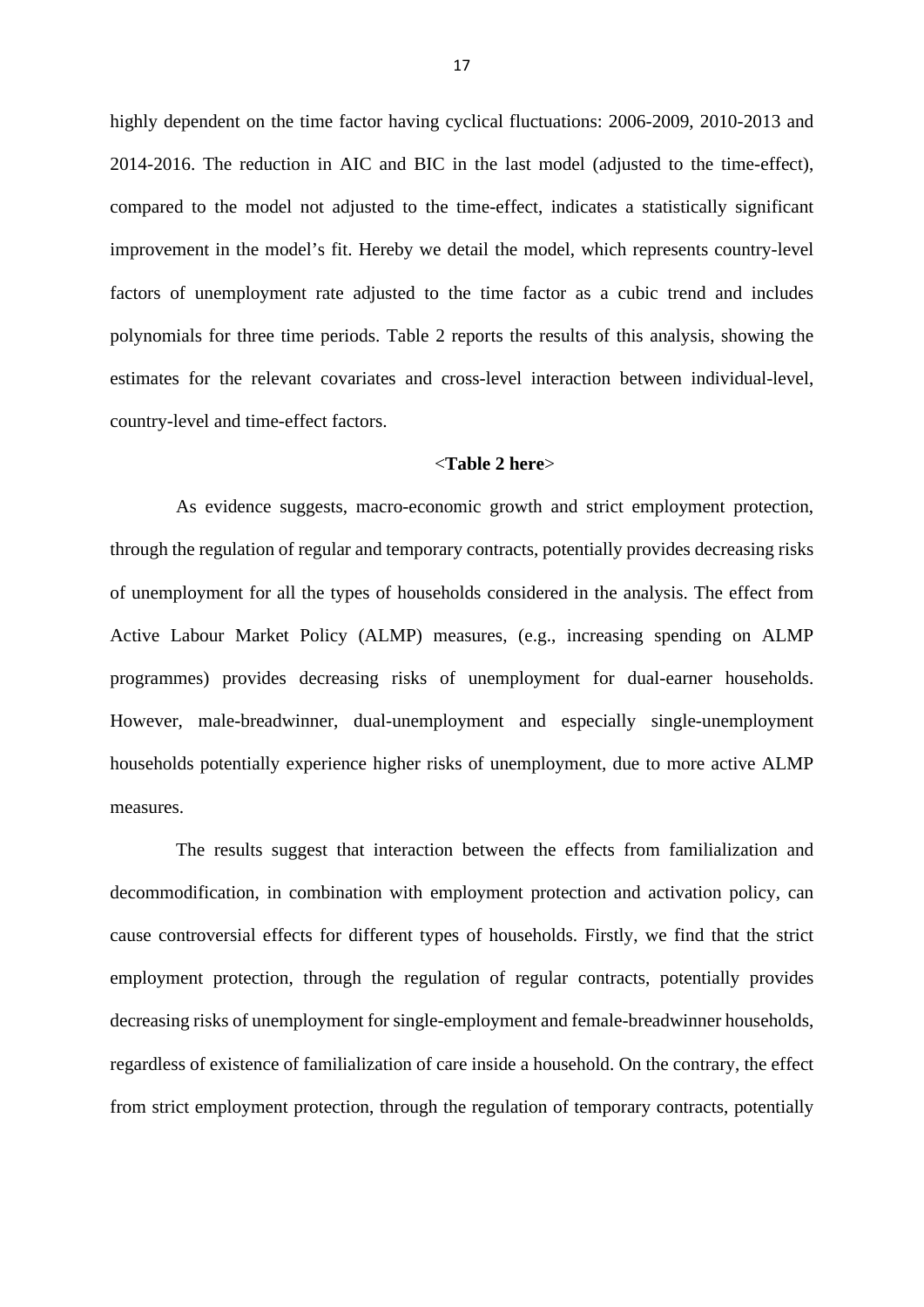highly dependent on the time factor having cyclical fluctuations: 2006-2009, 2010-2013 and 2014-2016. The reduction in AIC and BIC in the last model (adjusted to the time-effect), compared to the model not adjusted to the time-effect, indicates a statistically significant improvement in the model's fit. Hereby we detail the model, which represents country-level factors of unemployment rate adjusted to the time factor as a cubic trend and includes polynomials for three time periods. Table 2 reports the results of this analysis, showing the estimates for the relevant covariates and cross-level interaction between individual-level, country-level and time-effect factors.

<**Table 2 here**>

As evidence suggests, macro-economic growth and strict employment protection, through the regulation of regular and temporary contracts, potentially provides decreasing risks of unemployment for all the types of households considered in the analysis. The effect from Active Labour Market Policy (ALMP) measures, (e.g., increasing spending on ALMP programmes) provides decreasing risks of unemployment for dual-earner households. However, male-breadwinner, dual-unemployment and especially single-unemployment households potentially experience higher risks of unemployment, due to more active ALMP measures.

The results suggest that interaction between the effects from familialization and decommodification, in combination with employment protection and activation policy, can cause controversial effects for different types of households. Firstly, we find that the strict employment protection, through the regulation of regular contracts, potentially provides decreasing risks of unemployment for single-employment and female-breadwinner households, regardless of existence of familialization of care inside a household. On the contrary, the effect from strict employment protection, through the regulation of temporary contracts, potentially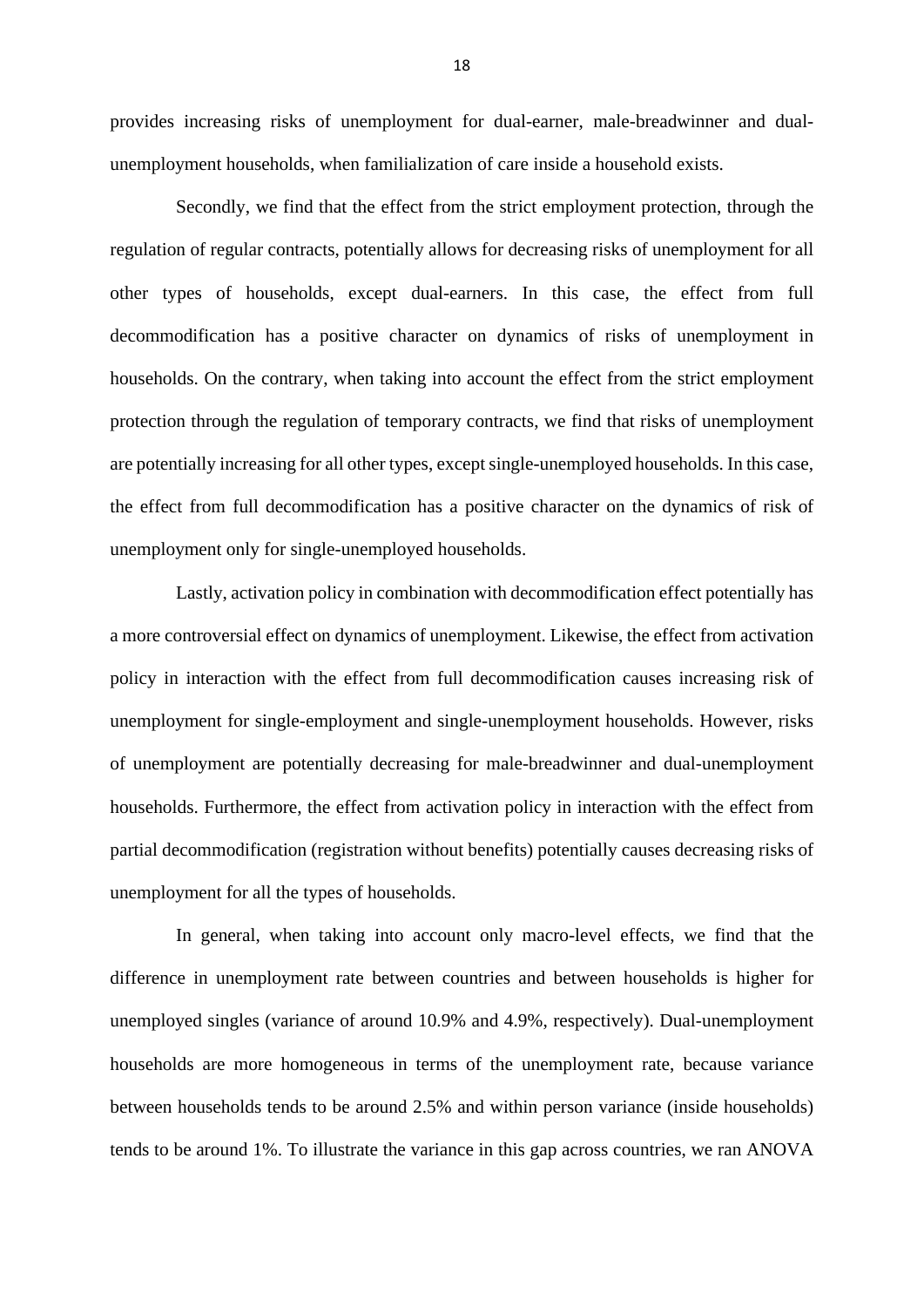provides increasing risks of unemployment for dual-earner, male-breadwinner and dual-unemployment households, when familialization of care inside a household exists.

Secondly, we find that the effect from the strict employment protection, through the regulation of regular contracts, potentially allows for decreasing risks of unemployment for all other types of households, except dual-earners. In this case, the effect from full decommodification has a positive character on dynamics of risks of unemployment in households. On the contrary, when taking into account the effect from the strict employment protection through the regulation of temporary contracts, we find that risks of unemployment are potentially increasing for all other types, except single-unemployed households. In this case, the effect from full decommodification has a positive character on the dynamics of risk of unemployment only for single-unemployed households.

Lastly, activation policy in combination with decommodification effect potentially has a more controversial effect on dynamics of unemployment. Likewise, the effect from activation policy in interaction with the effect from full decommodification causes increasing risk of unemployment for single-employment and single-unemployment households. However, risks of unemployment are potentially decreasing for male-breadwinner and dual-unemployment households. Furthermore, the effect from activation policy in interaction with the effect from partial decommodification (registration without benefits) potentially causes decreasing risks of unemployment for all the types of households.

In general, when taking into account only macro-level effects, we find that the difference in unemployment rate between countries and between households is higher for unemployed singles (variance of around 10.9% and 4.9%, respectively). Dual-unemployment households are more homogeneous in terms of the unemployment rate, because variance between households tends to be around 2.5% and within person variance (inside households) tends to be around 1%. To illustrate the variance in this gap across countries, we ran ANOVA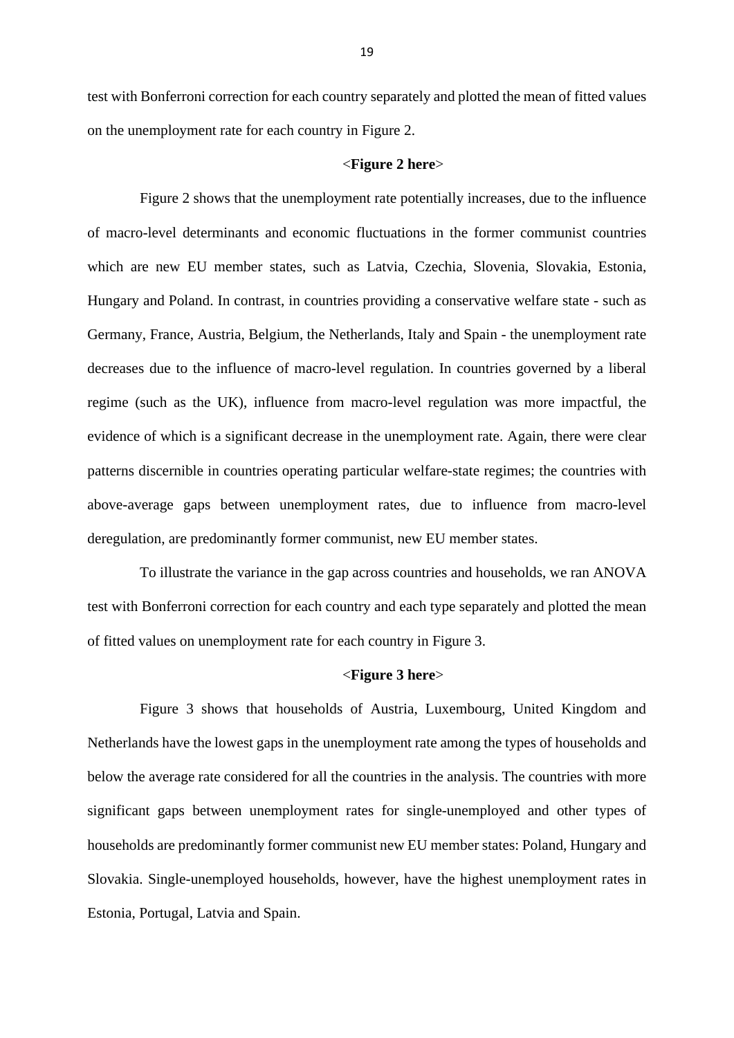test with Bonferroni correction for each country separately and plotted the mean of fitted values on the unemployment rate for each country in Figure 2.

<**Figure 2 here**>

Figure 2 shows that the unemployment rate potentially increases, due to the influence of macro-level determinants and economic fluctuations in the former communist countries which are new EU member states, such as Latvia, Czechia, Slovenia, Slovakia, Estonia, Hungary and Poland. In contrast, in countries providing a conservative welfare state - such as Germany, France, Austria, Belgium, the Netherlands, Italy and Spain - the unemployment rate decreases due to the influence of macro-level regulation. In countries governed by a liberal regime (such as the UK), influence from macro-level regulation was more impactful, the evidence of which is a significant decrease in the unemployment rate. Again, there were clear patterns discernible in countries operating particular welfare-state regimes; the countries with above-average gaps between unemployment rates, due to influence from macro-level deregulation, are predominantly former communist, new EU member states.

To illustrate the variance in the gap across countries and households, we ran ANOVA test with Bonferroni correction for each country and each type separately and plotted the mean of fitted values on unemployment rate for each country in Figure 3.

<**Figure 3 here**>

Figure 3 shows that households of Austria, Luxembourg, United Kingdom and Netherlands have the lowest gaps in the unemployment rate among the types of households and below the average rate considered for all the countries in the analysis. The countries with more significant gaps between unemployment rates for single-unemployed and other types of households are predominantly former communist new EU member states: Poland, Hungary and Slovakia. Single-unemployed households, however, have the highest unemployment rates in Estonia, Portugal, Latvia and Spain.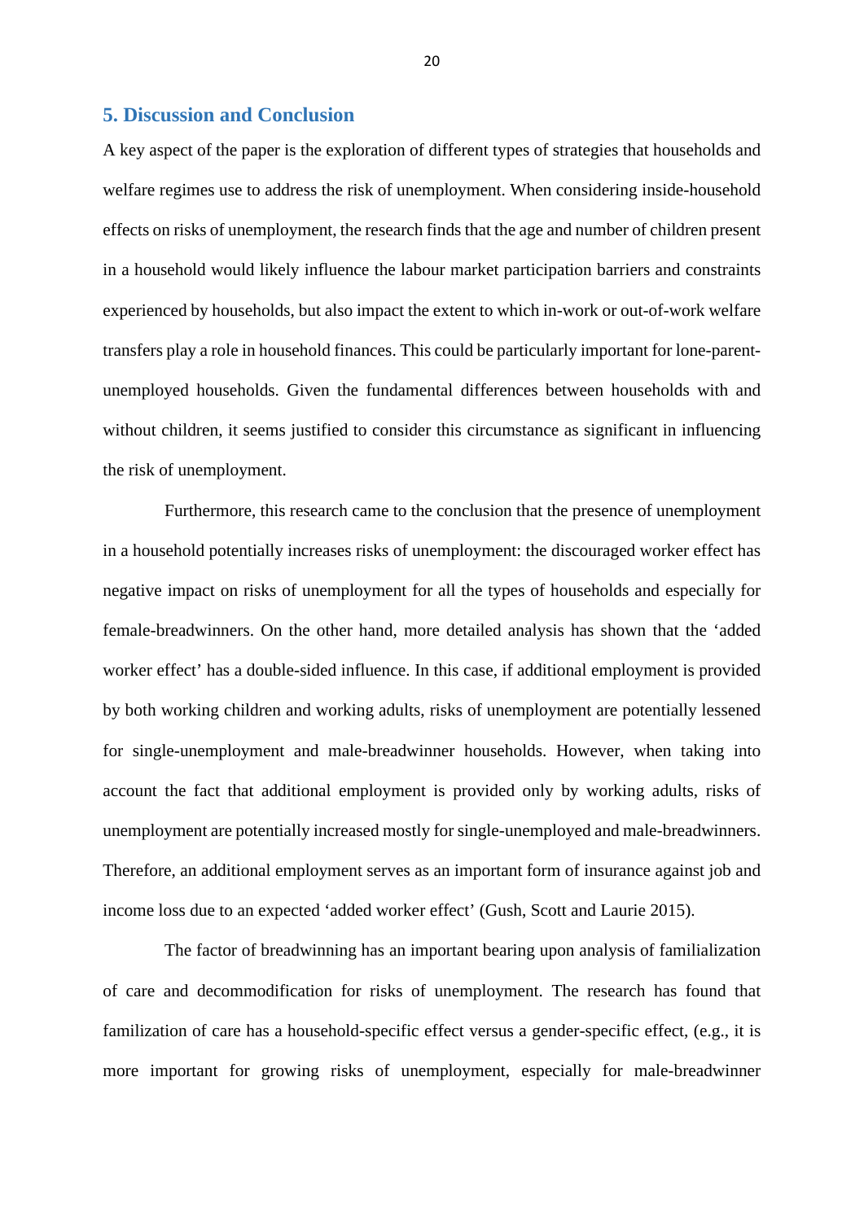## 5. Discussion and Conclusion

A key aspect of the paper is the exploration of different types of strategies that households and welfare regimes use to address the risk of unemployment. When considering inside-household effects on risks of unemployment, the research finds that the age and number of children present in a household would likely influence the labour market participation barriers and constraints experienced by households, but also impact the extent to which in-work or out-of-work welfare transfers play a role in household finances. This could be particularly important for lone-parent-unemployed households. Given the fundamental differences between households with and without children, it seems justified to consider this circumstance as significant in influencing the risk of unemployment.

Furthermore, this research came to the conclusion that the presence of unemployment in a household potentially increases risks of unemployment: the discouraged worker effect has negative impact on risks of unemployment for all the types of households and especially for female-breadwinners. On the other hand, more detailed analysis has shown that the 'added worker effect' has a double-sided influence. In this case, if additional employment is provided by both working children and working adults, risks of unemployment are potentially lessened for single-unemployment and male-breadwinner households. However, when taking into account the fact that additional employment is provided only by working adults, risks of unemployment are potentially increased mostly for single-unemployed and male-breadwinners. Therefore, an additional employment serves as an important form of insurance against job and income loss due to an expected 'added worker effect' (Gush, Scott and Laurie 2015).

The factor of breadwinning has an important bearing upon analysis of familialization of care and decommodification for risks of unemployment. The research has found that familization of care has a household-specific effect versus a gender-specific effect, (e.g., it is more important for growing risks of unemployment, especially for male-breadwinner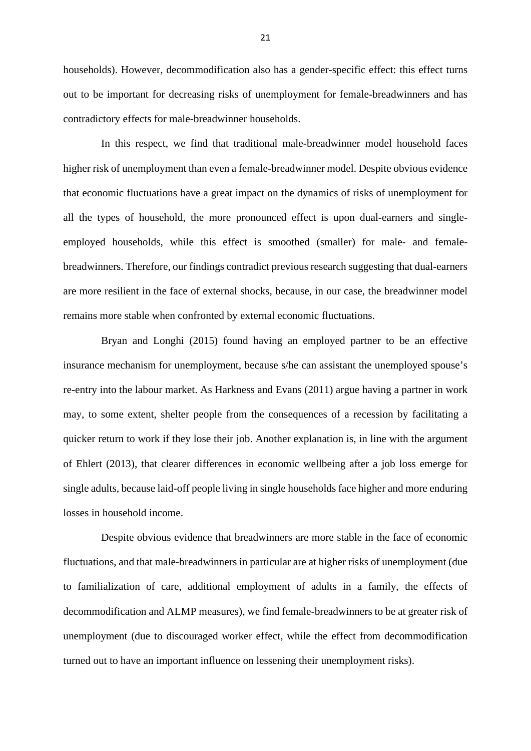households). However, decommodification also has a gender-specific effect: this effect turns out to be important for decreasing risks of unemployment for female-breadwinners and has contradictory effects for male-breadwinner households.

In this respect, we find that traditional male-breadwinner model household faces higher risk of unemployment than even a female-breadwinner model. Despite obvious evidence that economic fluctuations have a great impact on the dynamics of risks of unemployment for all the types of household, the more pronounced effect is upon dual-earners and single-employed households, while this effect is smoothed (smaller) for male- and female-breadwinners. Therefore, our findings contradict previous research suggesting that dual-earners are more resilient in the face of external shocks, because, in our case, the breadwinner model remains more stable when confronted by external economic fluctuations.

Bryan and Longhi (2015) found having an employed partner to be an effective insurance mechanism for unemployment, because s/he can assistant the unemployed spouse's re-entry into the labour market. As Harkness and Evans (2011) argue having a partner in work may, to some extent, shelter people from the consequences of a recession by facilitating a quicker return to work if they lose their job. Another explanation is, in line with the argument of Ehlert (2013), that clearer differences in economic wellbeing after a job loss emerge for single adults, because laid-off people living in single households face higher and more enduring losses in household income.

Despite obvious evidence that breadwinners are more stable in the face of economic fluctuations, and that male-breadwinners in particular are at higher risks of unemployment (due to familialization of care, additional employment of adults in a family, the effects of decommodification and ALMP measures), we find female-breadwinners to be at greater risk of unemployment (due to discouraged worker effect, while the effect from decommodification turned out to have an important influence on lessening their unemployment risks).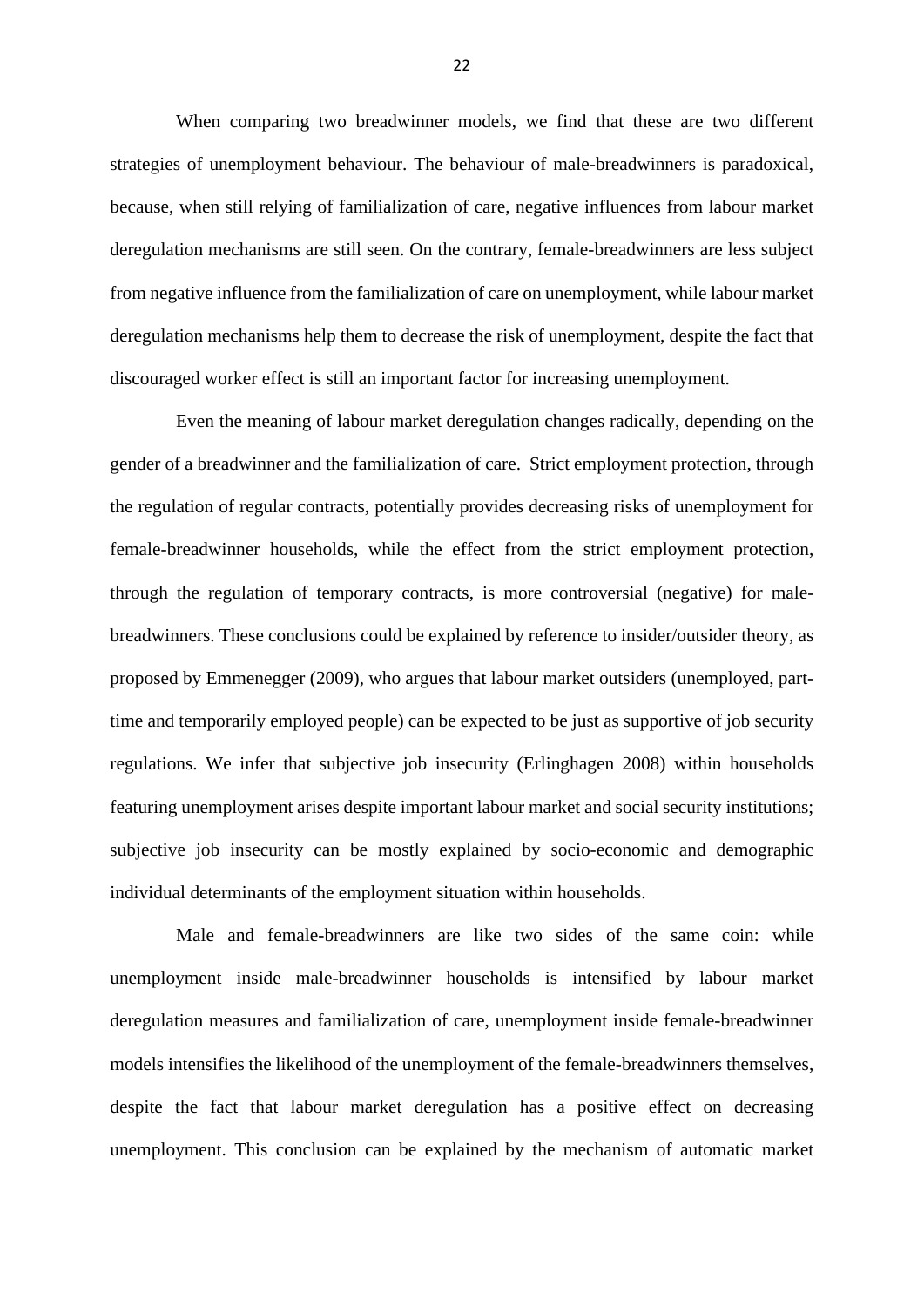When comparing two breadwinner models, we find that these are two different strategies of unemployment behaviour. The behaviour of male-breadwinners is paradoxical, because, when still relying of familialization of care, negative influences from labour market deregulation mechanisms are still seen. On the contrary, female-breadwinners are less subject from negative influence from the familialization of care on unemployment, while labour market deregulation mechanisms help them to decrease the risk of unemployment, despite the fact that discouraged worker effect is still an important factor for increasing unemployment.

Even the meaning of labour market deregulation changes radically, depending on the gender of a breadwinner and the familialization of care. Strict employment protection, through the regulation of regular contracts, potentially provides decreasing risks of unemployment for female-breadwinner households, while the effect from the strict employment protection, through the regulation of temporary contracts, is more controversial (negative) for male-breadwinners. These conclusions could be explained by reference to insider/outsider theory, as proposed by Emmenegger (2009), who argues that labour market outsiders (unemployed, part-time and temporarily employed people) can be expected to be just as supportive of job security regulations. We infer that subjective job insecurity (Erlinghagen 2008) within households featuring unemployment arises despite important labour market and social security institutions; subjective job insecurity can be mostly explained by socio-economic and demographic individual determinants of the employment situation within households.

Male and female-breadwinners are like two sides of the same coin: while unemployment inside male-breadwinner households is intensified by labour market deregulation measures and familialization of care, unemployment inside female-breadwinner models intensifies the likelihood of the unemployment of the female-breadwinners themselves, despite the fact that labour market deregulation has a positive effect on decreasing unemployment. This conclusion can be explained by the mechanism of automatic market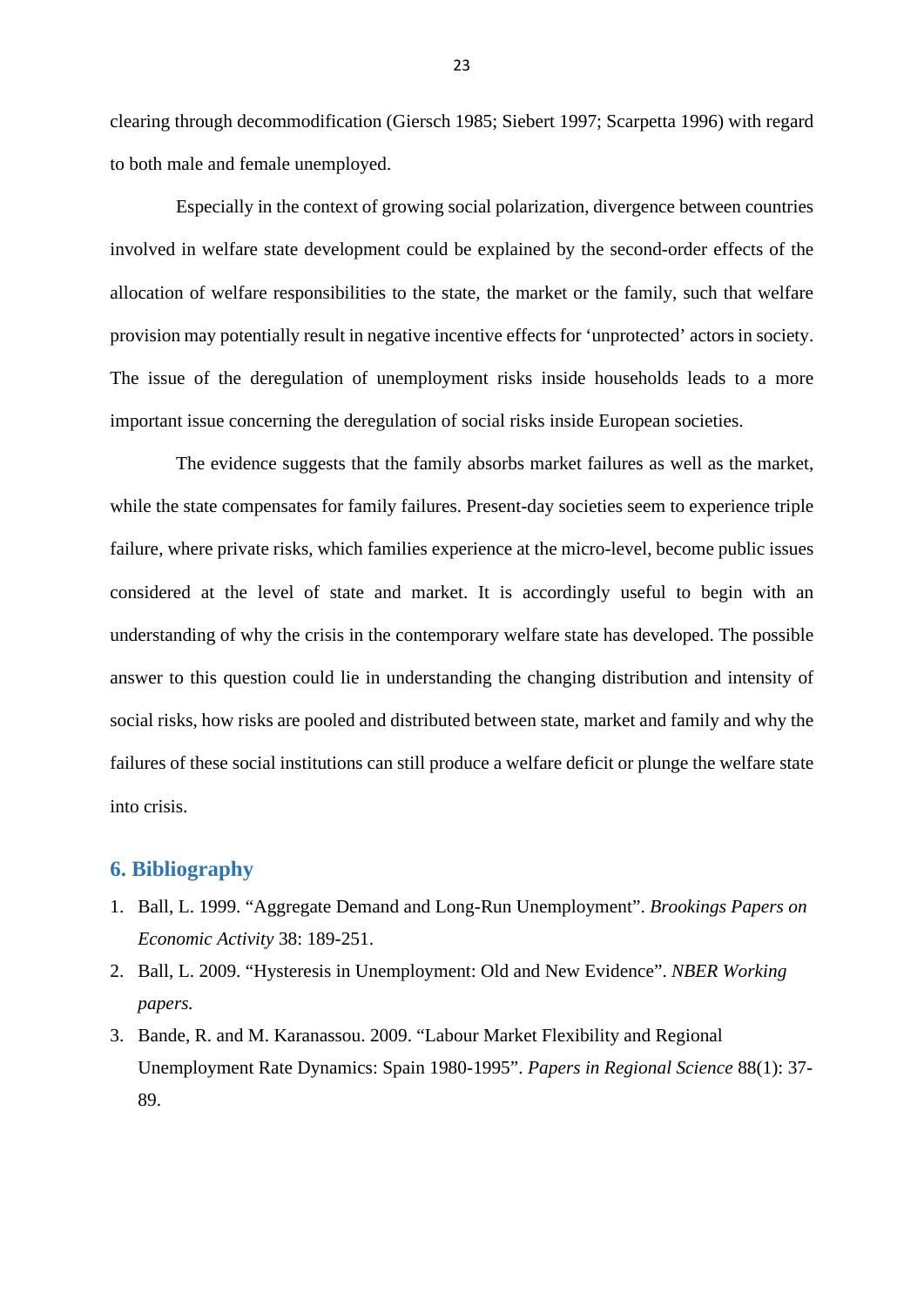clearing through decommodification (Giersch 1985; Siebert 1997; Scarpetta 1996) with regard to both male and female unemployed.

Especially in the context of growing social polarization, divergence between countries involved in welfare state development could be explained by the second-order effects of the allocation of welfare responsibilities to the state, the market or the family, such that welfare provision may potentially result in negative incentive effects for 'unprotected' actors in society. The issue of the deregulation of unemployment risks inside households leads to a more important issue concerning the deregulation of social risks inside European societies.

The evidence suggests that the family absorbs market failures as well as the market, while the state compensates for family failures. Present-day societies seem to experience triple failure, where private risks, which families experience at the micro-level, become public issues considered at the level of state and market. It is accordingly useful to begin with an understanding of why the crisis in the contemporary welfare state has developed. The possible answer to this question could lie in understanding the changing distribution and intensity of social risks, how risks are pooled and distributed between state, market and family and why the failures of these social institutions can still produce a welfare deficit or plunge the welfare state into crisis.

## 6. Bibliography

1. Ball, L. 1999. "Aggregate Demand and Long-Run Unemployment". *Brookings Papers on Economic Activity* 38: 189-251.
2. Ball, L. 2009. "Hysteresis in Unemployment: Old and New Evidence". *NBER Working papers.*
3. Bande, R. and M. Karanassou. 2009. "Labour Market Flexibility and Regional Unemployment Rate Dynamics: Spain 1980-1995". *Papers in Regional Science* 88(1): 37-89.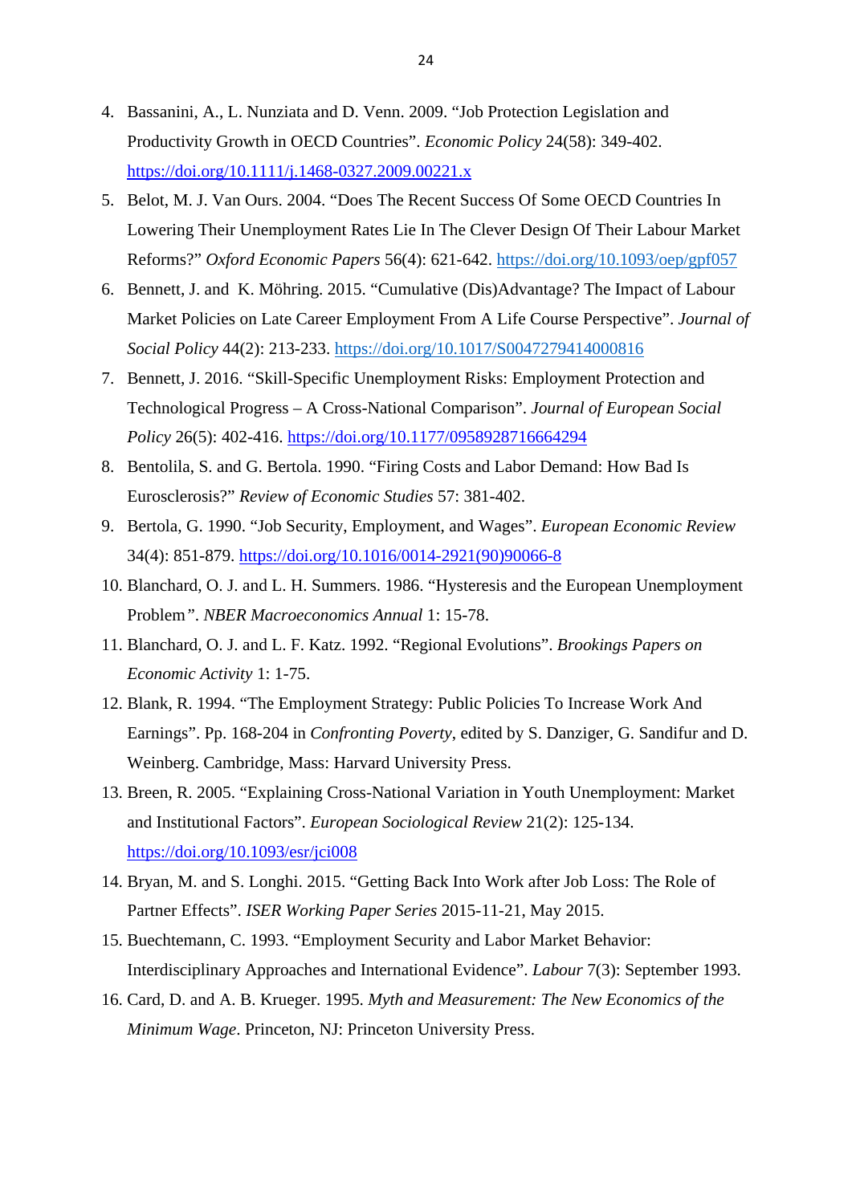4. Bassanini, A., L. Nunziata and D. Venn. 2009. “Job Protection Legislation and Productivity Growth in OECD Countries”. *Economic Policy* 24(58): 349-402. https://doi.org/10.1111/j.1468-0327.2009.00221.x
5. Belot, M. J. Van Ours. 2004. “Does The Recent Success Of Some OECD Countries In Lowering Their Unemployment Rates Lie In The Clever Design Of Their Labour Market Reforms?” *Oxford Economic Papers* 56(4): 621-642. https://doi.org/10.1093/oep/gpf057
6. Bennett, J. and K. Möhring. 2015. “Cumulative (Dis)Advantage? The Impact of Labour Market Policies on Late Career Employment From A Life Course Perspective”. *Journal of Social Policy* 44(2): 213-233. https://doi.org/10.1017/S0047279414000816
7. Bennett, J. 2016. “Skill-Specific Unemployment Risks: Employment Protection and Technological Progress – A Cross-National Comparison”. *Journal of European Social Policy* 26(5): 402-416. https://doi.org/10.1177/0958928716664294
8. Bentolila, S. and G. Bertola. 1990. “Firing Costs and Labor Demand: How Bad Is Eurosclerosis?” *Review of Economic Studies* 57: 381-402.
9. Bertola, G. 1990. “Job Security, Employment, and Wages”. *European Economic Review* 34(4): 851-879. https://doi.org/10.1016/0014-2921(90)90066-8
10. Blanchard, O. J. and L. H. Summers. 1986. “Hysteresis and the European Unemployment Problem”. *NBER Macroeconomics Annual* 1: 15-78.
11. Blanchard, O. J. and L. F. Katz. 1992. “Regional Evolutions”. *Brookings Papers on Economic Activity* 1: 1-75.
12. Blank, R. 1994. “The Employment Strategy: Public Policies To Increase Work And Earnings”. Pp. 168-204 in *Confronting Poverty*, edited by S. Danziger, G. Sandifur and D. Weinberg. Cambridge, Mass: Harvard University Press.
13. Breen, R. 2005. “Explaining Cross-National Variation in Youth Unemployment: Market and Institutional Factors”. *European Sociological Review* 21(2): 125-134. https://doi.org/10.1093/esr/jci008
14. Bryan, M. and S. Longhi. 2015. “Getting Back Into Work after Job Loss: The Role of Partner Effects”. *ISER Working Paper Series* 2015-11-21, May 2015.
15. Buechtemann, C. 1993. “Employment Security and Labor Market Behavior: Interdisciplinary Approaches and International Evidence”. *Labour* 7(3): September 1993.
16. Card, D. and A. B. Krueger. 1995. *Myth and Measurement: The New Economics of the Minimum Wage*. Princeton, NJ: Princeton University Press.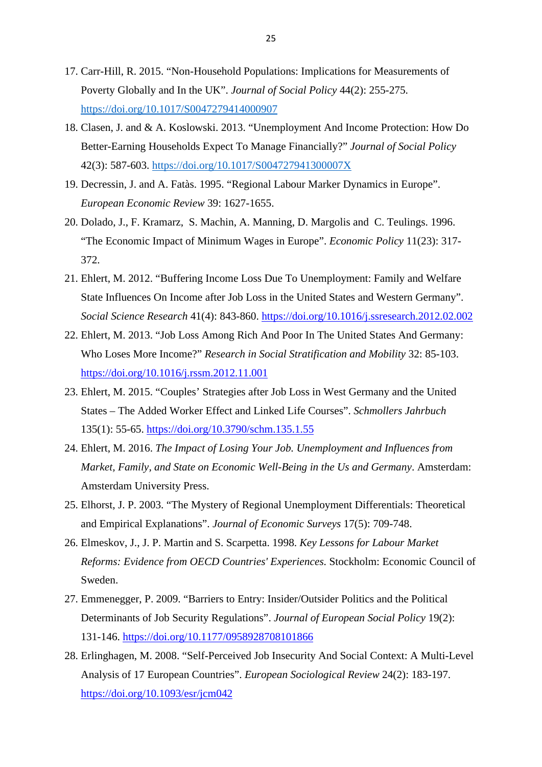17. Carr-Hill, R. 2015. “Non-Household Populations: Implications for Measurements of Poverty Globally and In the UK”. *Journal of Social Policy* 44(2): 255-275. https://doi.org/10.1017/S0047279414000907
18. Clasen, J. and & A. Koslowski. 2013. “Unemployment And Income Protection: How Do Better-Earning Households Expect To Manage Financially?” *Journal of Social Policy* 42(3): 587-603. https://doi.org/10.1017/S004727941300007X
19. Decressin, J. and A. Fatàs. 1995. “Regional Labour Marker Dynamics in Europe”. *European Economic Review* 39: 1627-1655.
20. Dolado, J., F. Kramarz, S. Machin, A. Manning, D. Margolis and C. Teulings. 1996. “The Economic Impact of Minimum Wages in Europe”. *Economic Policy* 11(23): 317-372.
21. Ehlert, M. 2012. “Buffering Income Loss Due To Unemployment: Family and Welfare State Influences On Income after Job Loss in the United States and Western Germany”. *Social Science Research* 41(4): 843-860. https://doi.org/10.1016/j.ssresearch.2012.02.002
22. Ehlert, M. 2013. “Job Loss Among Rich And Poor In The United States And Germany: Who Loses More Income?” *Research in Social Stratification and Mobility* 32: 85-103. https://doi.org/10.1016/j.rssm.2012.11.001
23. Ehlert, M. 2015. “Couples’ Strategies after Job Loss in West Germany and the United States – The Added Worker Effect and Linked Life Courses”. *Schmollers Jahrbuch* 135(1): 55-65. https://doi.org/10.3790/schm.135.1.55
24. Ehlert, M. 2016. *The Impact of Losing Your Job. Unemployment and Influences from Market, Family, and State on Economic Well-Being in the Us and Germany*. Amsterdam: Amsterdam University Press.
25. Elhorst, J. P. 2003. “The Mystery of Regional Unemployment Differentials: Theoretical and Empirical Explanations”. *Journal of Economic Surveys* 17(5): 709-748.
26. Elmeskov, J., J. P. Martin and S. Scarpetta. 1998. *Key Lessons for Labour Market Reforms: Evidence from OECD Countries' Experiences.* Stockholm: Economic Council of Sweden.
27. Emmenegger, P. 2009. “Barriers to Entry: Insider/Outsider Politics and the Political Determinants of Job Security Regulations”. *Journal of European Social Policy* 19(2): 131-146. https://doi.org/10.1177/0958928708101866
28. Erlinghagen, M. 2008. “Self-Perceived Job Insecurity And Social Context: A Multi-Level Analysis of 17 European Countries”. *European Sociological Review* 24(2): 183-197. https://doi.org/10.1093/esr/jcm042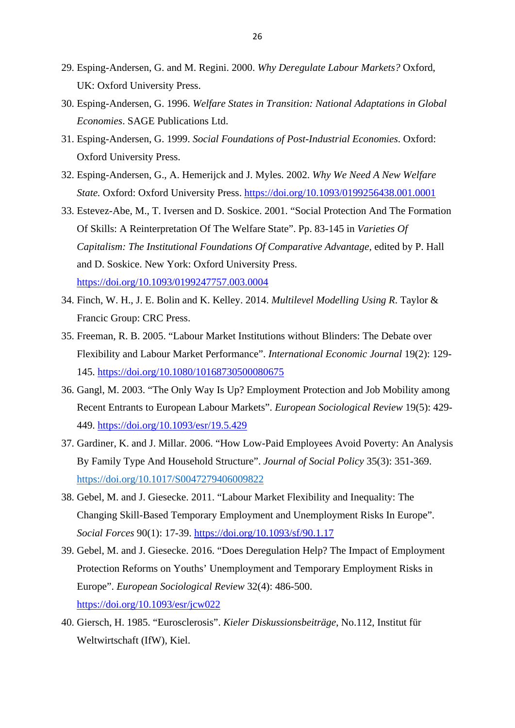29. Esping-Andersen, G. and M. Regini. 2000. *Why Deregulate Labour Markets?* Oxford, UK: Oxford University Press.
30. Esping-Andersen, G. 1996. *Welfare States in Transition: National Adaptations in Global Economies*. SAGE Publications Ltd.
31. Esping-Andersen, G. 1999. *Social Foundations of Post-Industrial Economies*. Oxford: Oxford University Press.
32. Esping-Andersen, G., A. Hemerijck and J. Myles. 2002. *Why We Need A New Welfare State.* Oxford: Oxford University Press. https://doi.org/10.1093/0199256438.001.0001
33. Estevez-Abe, M., T. Iversen and D. Soskice. 2001. "Social Protection And The Formation Of Skills: A Reinterpretation Of The Welfare State". Pp. 83-145 in *Varieties Of Capitalism: The Institutional Foundations Of Comparative Advantage*, edited by P. Hall and D. Soskice. New York: Oxford University Press. https://doi.org/10.1093/0199247757.003.0004
34. Finch, W. H., J. E. Bolin and K. Kelley. 2014. *Multilevel Modelling Using R*. Taylor & Francic Group: CRC Press.
35. Freeman, R. B. 2005. "Labour Market Institutions without Blinders: The Debate over Flexibility and Labour Market Performance". *International Economic Journal* 19(2): 129-145. https://doi.org/10.1080/10168730500080675
36. Gangl, M. 2003. "The Only Way Is Up? Employment Protection and Job Mobility among Recent Entrants to European Labour Markets". *European Sociological Review* 19(5): 429-449. https://doi.org/10.1093/esr/19.5.429
37. Gardiner, K. and J. Millar. 2006. "How Low-Paid Employees Avoid Poverty: An Analysis By Family Type And Household Structure". *Journal of Social Policy* 35(3): 351-369. https://doi.org/10.1017/S0047279406009822
38. Gebel, M. and J. Giesecke. 2011. "Labour Market Flexibility and Inequality: The Changing Skill-Based Temporary Employment and Unemployment Risks In Europe". *Social Forces* 90(1): 17-39. https://doi.org/10.1093/sf/90.1.17
39. Gebel, M. and J. Giesecke. 2016. "Does Deregulation Help? The Impact of Employment Protection Reforms on Youths' Unemployment and Temporary Employment Risks in Europe". *European Sociological Review* 32(4): 486-500. https://doi.org/10.1093/esr/jcw022
40. Giersch, H. 1985. "Eurosclerosis". *Kieler Diskussionsbeiträge*, No.112, Institut für Weltwirtschaft (IfW), Kiel.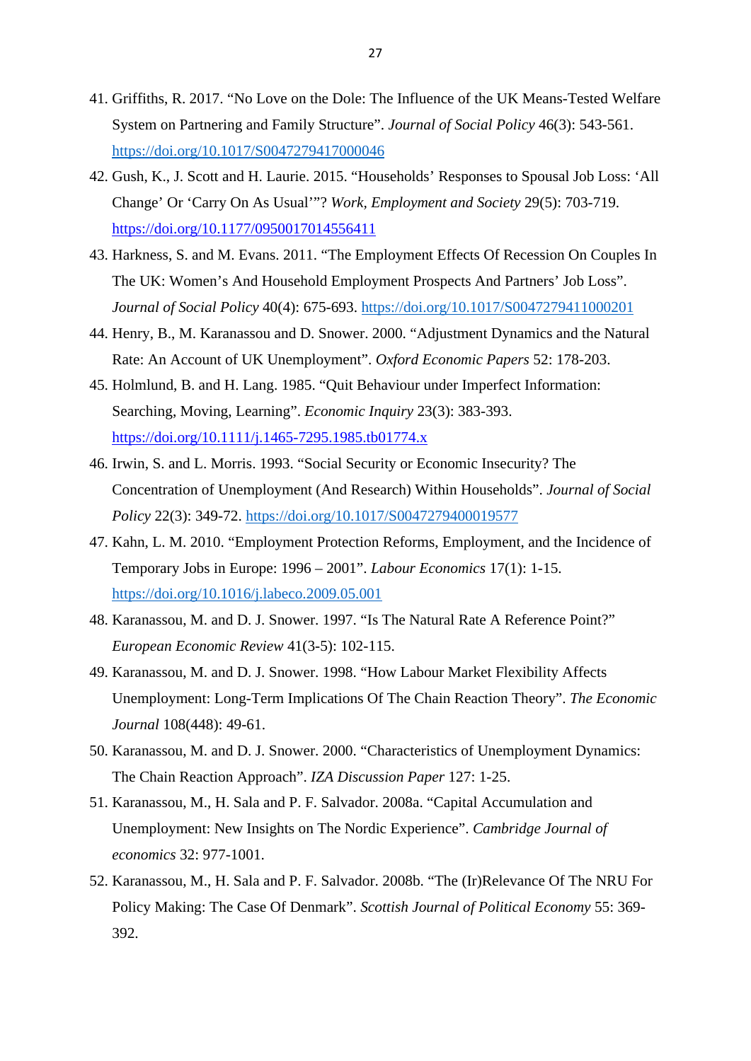41. Griffiths, R. 2017. “No Love on the Dole: The Influence of the UK Means-Tested Welfare System on Partnering and Family Structure”. *Journal of Social Policy* 46(3): 543-561. https://doi.org/10.1017/S0047279417000046
42. Gush, K., J. Scott and H. Laurie. 2015. “Households’ Responses to Spousal Job Loss: ‘All Change’ Or ‘Carry On As Usual’”? *Work, Employment and Society* 29(5): 703-719. https://doi.org/10.1177/0950017014556411
43. Harkness, S. and M. Evans. 2011. “The Employment Effects Of Recession On Couples In The UK: Women’s And Household Employment Prospects And Partners’ Job Loss”. *Journal of Social Policy* 40(4): 675-693. https://doi.org/10.1017/S0047279411000201
44. Henry, B., M. Karanassou and D. Snower. 2000. “Adjustment Dynamics and the Natural Rate: An Account of UK Unemployment”. *Oxford Economic Papers* 52: 178-203.
45. Holmlund, B. and H. Lang. 1985. “Quit Behaviour under Imperfect Information: Searching, Moving, Learning”. *Economic Inquiry* 23(3): 383-393. https://doi.org/10.1111/j.1465-7295.1985.tb01774.x
46. Irwin, S. and L. Morris. 1993. “Social Security or Economic Insecurity? The Concentration of Unemployment (And Research) Within Households”. *Journal of Social Policy* 22(3): 349-72. https://doi.org/10.1017/S0047279400019577
47. Kahn, L. M. 2010. “Employment Protection Reforms, Employment, and the Incidence of Temporary Jobs in Europe: 1996 – 2001”. *Labour Economics* 17(1): 1-15. https://doi.org/10.1016/j.labeco.2009.05.001
48. Karanassou, M. and D. J. Snower. 1997. “Is The Natural Rate A Reference Point?” *European Economic Review* 41(3-5): 102-115.
49. Karanassou, M. and D. J. Snower. 1998. “How Labour Market Flexibility Affects Unemployment: Long-Term Implications Of The Chain Reaction Theory”. *The Economic Journal* 108(448): 49-61.
50. Karanassou, M. and D. J. Snower. 2000. “Characteristics of Unemployment Dynamics: The Chain Reaction Approach”. *IZA Discussion Paper* 127: 1-25.
51. Karanassou, M., H. Sala and P. F. Salvador. 2008a. “Capital Accumulation and Unemployment: New Insights on The Nordic Experience”. *Cambridge Journal of economics* 32: 977-1001.
52. Karanassou, M., H. Sala and P. F. Salvador. 2008b. “The (Ir)Relevance Of The NRU For Policy Making: The Case Of Denmark”. *Scottish Journal of Political Economy* 55: 369-392.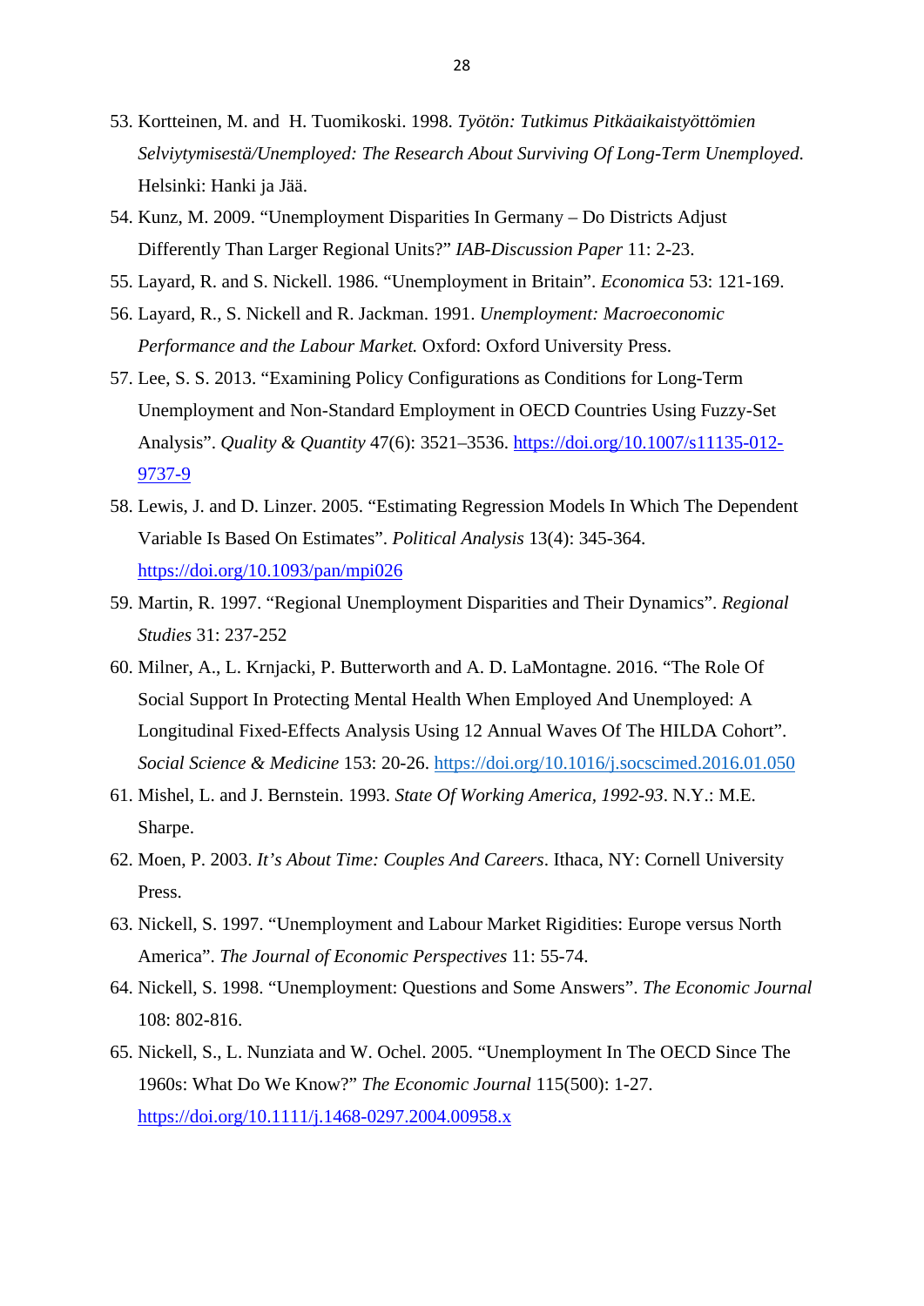53. Kortteinen, M. and H. Tuomikoski. 1998. *Työtön: Tutkimus Pitkäaikaistyöttömien Selviytymisestä/Unemployed: The Research About Surviving Of Long-Term Unemployed*. Helsinki: Hanki ja Jää.
54. Kunz, M. 2009. "Unemployment Disparities In Germany – Do Districts Adjust Differently Than Larger Regional Units?" *IAB-Discussion Paper* 11: 2-23.
55. Layard, R. and S. Nickell. 1986. "Unemployment in Britain". *Economica* 53: 121-169.
56. Layard, R., S. Nickell and R. Jackman. 1991. *Unemployment: Macroeconomic Performance and the Labour Market.* Oxford: Oxford University Press.
57. Lee, S. S. 2013. "Examining Policy Configurations as Conditions for Long-Term Unemployment and Non-Standard Employment in OECD Countries Using Fuzzy-Set Analysis". *Quality & Quantity* 47(6): 3521–3536. https://doi.org/10.1007/s11135-012-9737-9
58. Lewis, J. and D. Linzer. 2005. "Estimating Regression Models In Which The Dependent Variable Is Based On Estimates". *Political Analysis* 13(4): 345-364. https://doi.org/10.1093/pan/mpi026
59. Martin, R. 1997. "Regional Unemployment Disparities and Their Dynamics". *Regional Studies* 31: 237-252
60. Milner, A., L. Krnjacki, P. Butterworth and A. D. LaMontagne. 2016. "The Role Of Social Support In Protecting Mental Health When Employed And Unemployed: A Longitudinal Fixed-Effects Analysis Using 12 Annual Waves Of The HILDA Cohort". *Social Science & Medicine* 153: 20-26. https://doi.org/10.1016/j.socscimed.2016.01.050
61. Mishel, L. and J. Bernstein. 1993. *State Of Working America, 1992-93*. N.Y.: M.E. Sharpe.
62. Moen, P. 2003. *It's About Time: Couples And Careers*. Ithaca, NY: Cornell University Press.
63. Nickell, S. 1997. "Unemployment and Labour Market Rigidities: Europe versus North America". *The Journal of Economic Perspectives* 11: 55-74.
64. Nickell, S. 1998. "Unemployment: Questions and Some Answers". *The Economic Journal* 108: 802-816.
65. Nickell, S., L. Nunziata and W. Ochel. 2005. "Unemployment In The OECD Since The 1960s: What Do We Know?" *The Economic Journal* 115(500): 1-27. https://doi.org/10.1111/j.1468-0297.2004.00958.x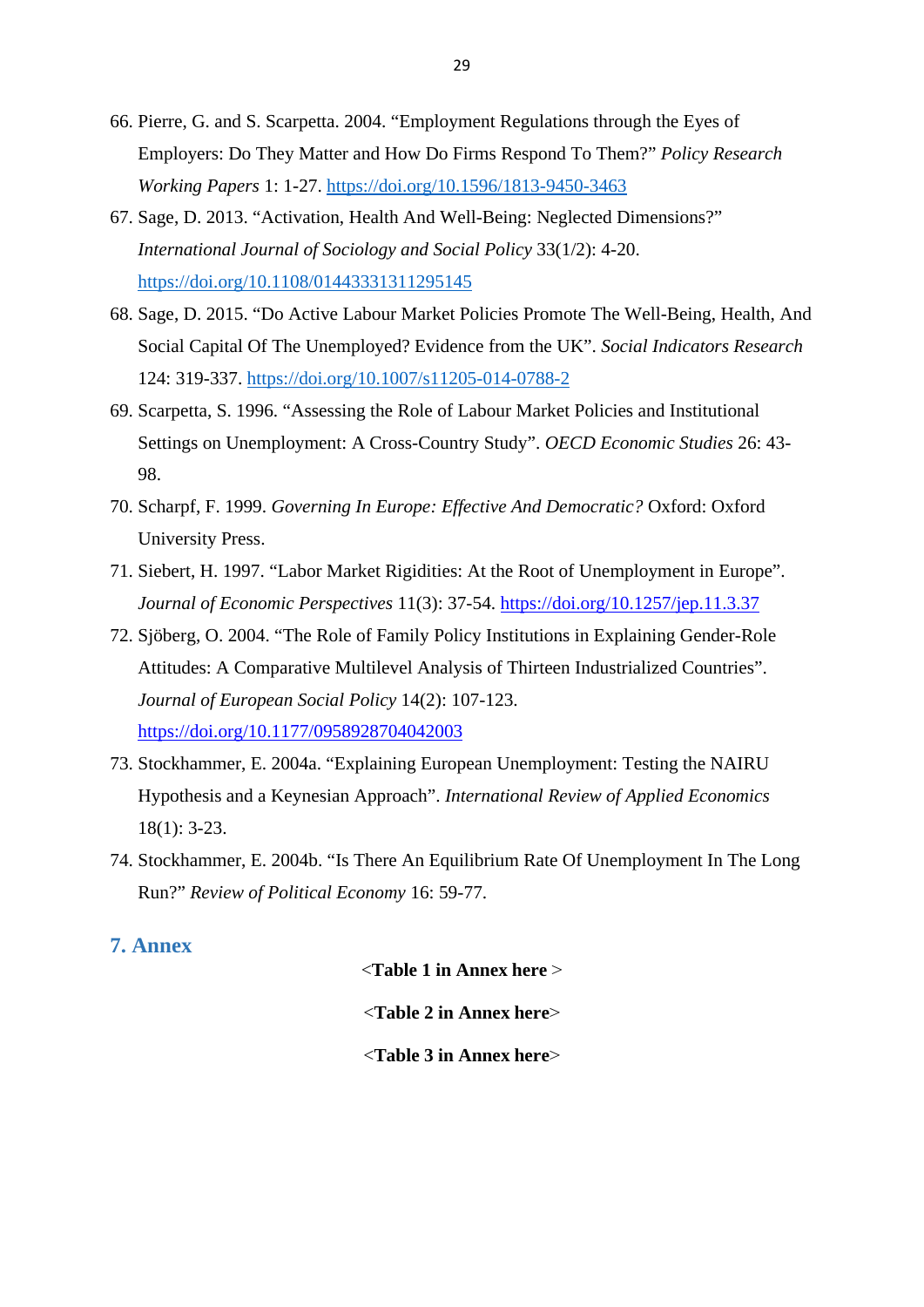66. Pierre, G. and S. Scarpetta. 2004. “Employment Regulations through the Eyes of Employers: Do They Matter and How Do Firms Respond To Them?” *Policy Research Working Papers* 1: 1-27. https://doi.org/10.1596/1813-9450-3463
67. Sage, D. 2013. “Activation, Health And Well-Being: Neglected Dimensions?” *International Journal of Sociology and Social Policy* 33(1/2): 4-20. https://doi.org/10.1108/01443331311295145
68. Sage, D. 2015. “Do Active Labour Market Policies Promote The Well-Being, Health, And Social Capital Of The Unemployed? Evidence from the UK”. *Social Indicators Research* 124: 319-337. https://doi.org/10.1007/s11205-014-0788-2
69. Scarpetta, S. 1996. “Assessing the Role of Labour Market Policies and Institutional Settings on Unemployment: A Cross-Country Study”. *OECD Economic Studies* 26: 43-98.
70. Scharpf, F. 1999. *Governing In Europe: Effective And Democratic?* Oxford: Oxford University Press.
71. Siebert, H. 1997. “Labor Market Rigidities: At the Root of Unemployment in Europe”. *Journal of Economic Perspectives* 11(3): 37-54. https://doi.org/10.1257/jep.11.3.37
72. Sjöberg, O. 2004. “The Role of Family Policy Institutions in Explaining Gender-Role Attitudes: A Comparative Multilevel Analysis of Thirteen Industrialized Countries”. *Journal of European Social Policy* 14(2): 107-123. https://doi.org/10.1177/0958928704042003
73. Stockhammer, E. 2004a. “Explaining European Unemployment: Testing the NAIRU Hypothesis and a Keynesian Approach”. *International Review of Applied Economics* 18(1): 3-23.
74. Stockhammer, E. 2004b. “Is There An Equilibrium Rate Of Unemployment In The Long Run?” *Review of Political Economy* 16: 59-77.

## 7. Annex

<**Table 1 in Annex here** >

<**Table 2 in Annex here**>

<**Table 3 in Annex here**>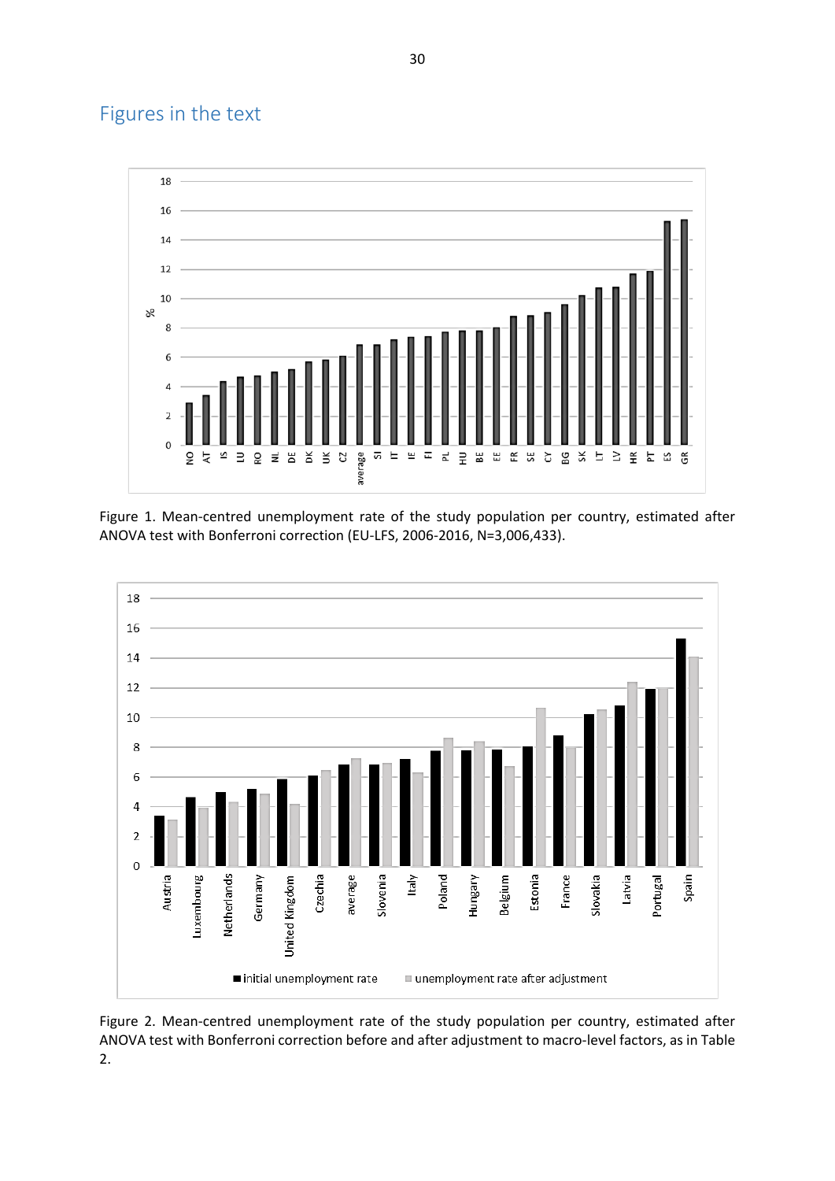## Figures in the text

Figure 1. Mean-centred unemployment rate of the study population per country, estimated after ANOVA test with Bonferroni correction (EU-LFS, 2006-2016, N=3,006,433).

Figure 2. Mean-centred unemployment rate of the study population per country, estimated after ANOVA test with Bonferroni correction before and after adjustment to macro-level factors, as in Table 2.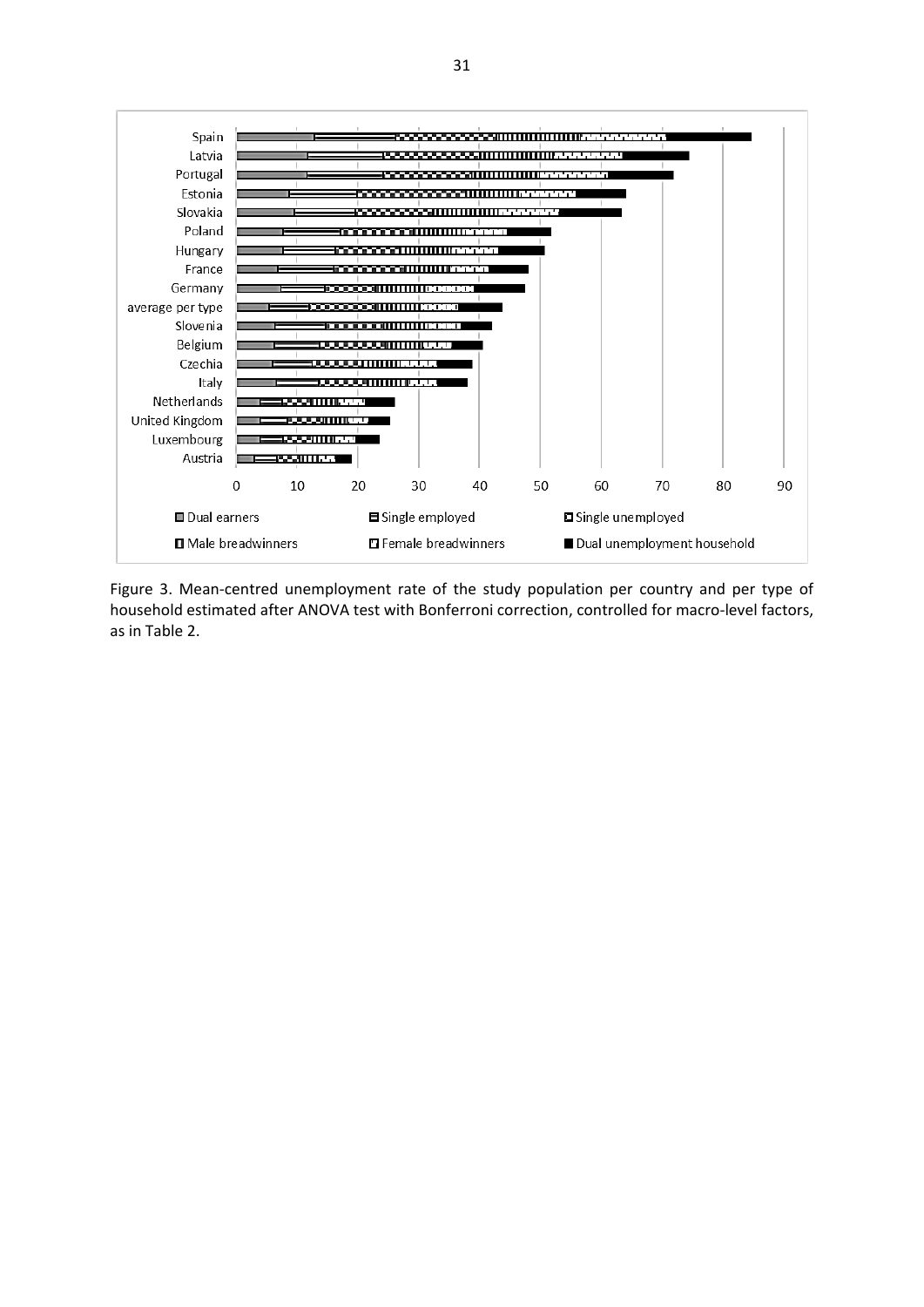Figure 3. Mean-centred unemployment rate of the study population per country and per type of household estimated after ANOVA test with Bonferroni correction, controlled for macro-level factors, as in Table 2.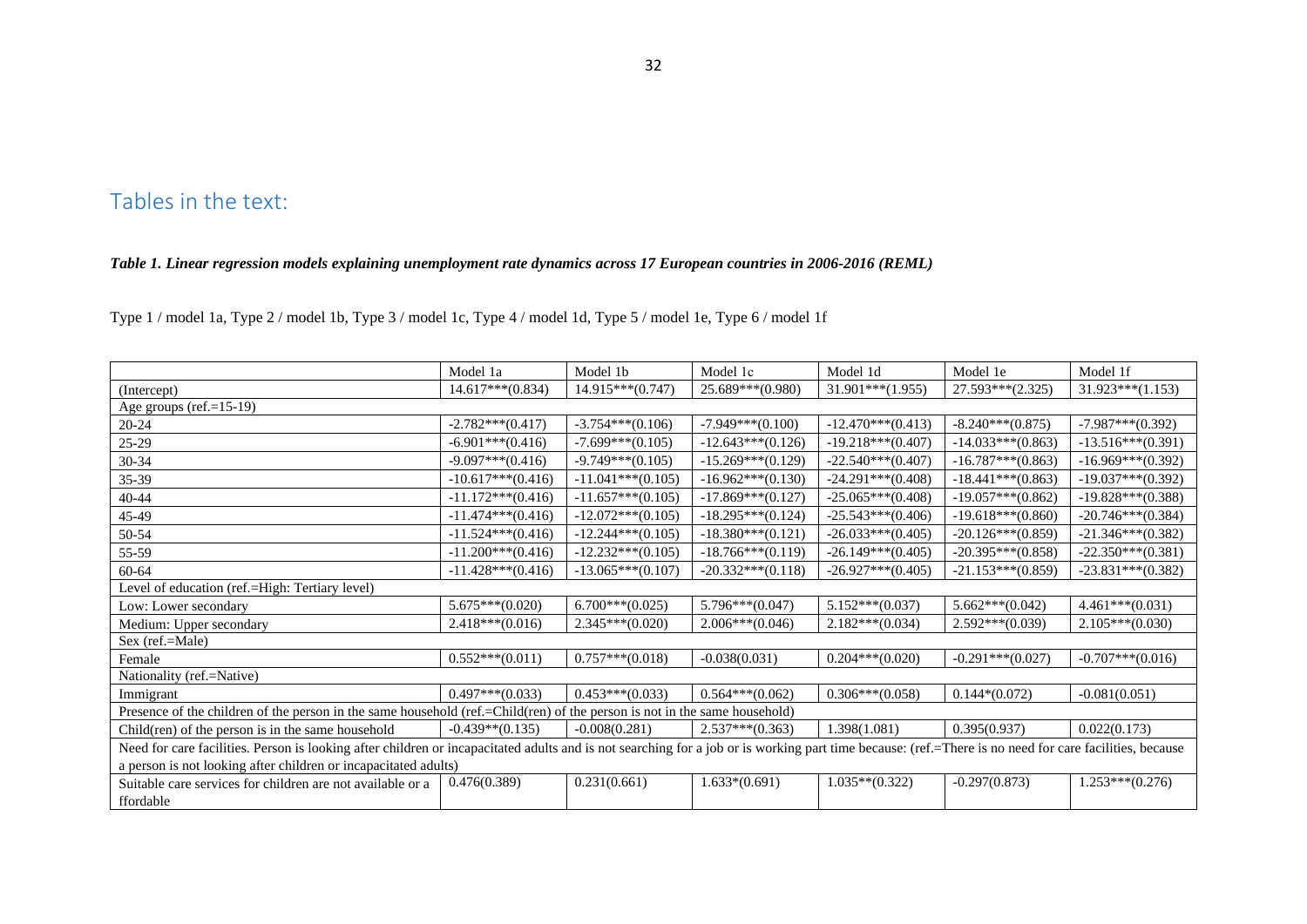## Tables in the text:

***Table 1. Linear regression models explaining unemployment rate dynamics across 17 European countries in 2006-2016 (REML)***

Type 1 / model 1a, Type 2 / model 1b, Type 3 / model 1c, Type 4 / model 1d, Type 5 / model 1e, Type 6 / model 1f

| | Model 1a | Model 1b | Model 1c | Model 1d | Model 1e | Model 1f |
|---|---|---|---|---|---|---|
| (Intercept) | 14.617***(0.834) | 14.915***(0.747) | 25.689***(0.980) | 31.901***(1.955) | 27.593***(2.325) | 31.923***(1.153) |
| Age groups (ref.=15-19) | | | | | | |
| 20-24 | -2.782***(0.417) | -3.754***(0.106) | -7.949***(0.100) | -12.470***(0.413) | -8.240***(0.875) | -7.987***(0.392) |
| 25-29 | -6.901***(0.416) | -7.699***(0.105) | -12.643***(0.126) | -19.218***(0.407) | -14.033***(0.863) | -13.516***(0.391) |
| 30-34 | -9.097***(0.416) | -9.749***(0.105) | -15.269***(0.129) | -22.540***(0.407) | -16.787***(0.863) | -16.969***(0.392) |
| 35-39 | -10.617***(0.416) | -11.041***(0.105) | -16.962***(0.130) | -24.291***(0.408) | -18.441***(0.863) | -19.037***(0.392) |
| 40-44 | -11.172***(0.416) | -11.657***(0.105) | -17.869***(0.127) | -25.065***(0.408) | -19.057***(0.862) | -19.828***(0.388) |
| 45-49 | -11.474***(0.416) | -12.072***(0.105) | -18.295***(0.124) | -25.543***(0.406) | -19.618***(0.860) | -20.746***(0.384) |
| 50-54 | -11.524***(0.416) | -12.244***(0.105) | -18.380***(0.121) | -26.033***(0.405) | -20.126***(0.859) | -21.346***(0.382) |
| 55-59 | -11.200***(0.416) | -12.232***(0.105) | -18.766***(0.119) | -26.149***(0.405) | -20.395***(0.858) | -22.350***(0.381) |
| 60-64 | -11.428***(0.416) | -13.065***(0.107) | -20.332***(0.118) | -26.927***(0.405) | -21.153***(0.859) | -23.831***(0.382) |
| Level of education (ref.=High: Tertiary level) | | | | | | |
| Low: Lower secondary | 5.675***(0.020) | 6.700***(0.025) | 5.796***(0.047) | 5.152***(0.037) | 5.662***(0.042) | 4.461***(0.031) |
| Medium: Upper secondary | 2.418***(0.016) | 2.345***(0.020) | 2.006***(0.046) | 2.182***(0.034) | 2.592***(0.039) | 2.105***(0.030) |
| Sex (ref.=Male) | | | | | | |
| Female | 0.552***(0.011) | 0.757***(0.018) | -0.038(0.031) | 0.204***(0.020) | -0.291***(0.027) | -0.707***(0.016) |
| Nationality (ref.=Native) | | | | | | |
| Immigrant | 0.497***(0.033) | 0.453***(0.033) | 0.564***(0.062) | 0.306***(0.058) | 0.144*(0.072) | -0.081(0.051) |
| Presence of the children of the person in the same household (ref.=Child(ren) of the person is not in the same household) | | | | | | |
| Child(ren) of the person is in the same household | -0.439**(0.135) | -0.008(0.281) | 2.537***(0.363) | 1.398(1.081) | 0.395(0.937) | 0.022(0.173) |
| Need for care facilities. Person is looking after children or incapacitated adults and is not searching for a job or is working part time because: (ref.=There is no need for care facilities, because a person is not looking after children or incapacitated adults) | | | | | | |
| Suitable care services for children are not available or a ffordable | 0.476(0.389) | 0.231(0.661) | 1.633*(0.691) | 1.035**(0.322) | -0.297(0.873) | 1.253***(0.276) |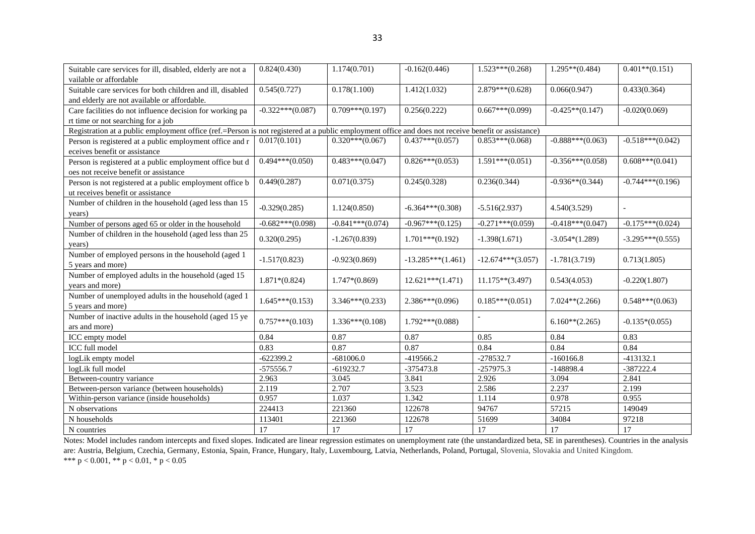| | | | | | | |
|---|---|---|---|---|---|---|
| Suitable care services for ill, disabled, elderly are not a vailable or affordable | 0.824(0.430) | 1.174(0.701) | -0.162(0.446) | 1.523***(0.268) | 1.295**(0.484) | 0.401**(0.151) |
| Suitable care services for both children and ill, disabled and elderly are not available or affordable. | 0.545(0.727) | 0.178(1.100) | 1.412(1.032) | 2.879***(0.628) | 0.066(0.947) | 0.433(0.364) |
| Care facilities do not influence decision for working pa rt time or not searching for a job | -0.322***(0.087) | 0.709***(0.197) | 0.256(0.222) | 0.667***(0.099) | -0.425**(0.147) | -0.020(0.069) |
| Registration at a public employment office (ref.=Person is not registered at a public employment office and does not receive benefit or assistance) | | | | | | |
| Person is registered at a public employment office and r eceives benefit or assistance | 0.017(0.101) | 0.320***(0.067) | 0.437***(0.057) | 0.853***(0.068) | -0.888***(0.063) | -0.518***(0.042) |
| Person is registered at a public employment office but d oes not receive benefit or assistance | 0.494***(0.050) | 0.483***(0.047) | 0.826***(0.053) | 1.591***(0.051) | -0.356***(0.058) | 0.608***(0.041) |
| Person is not registered at a public employment office b ut receives benefit or assistance | 0.449(0.287) | 0.071(0.375) | 0.245(0.328) | 0.236(0.344) | -0.936**(0.344) | -0.744***(0.196) |
| Number of children in the household (aged less than 15 years) | -0.329(0.285) | 1.124(0.850) | -6.364***(0.308) | -5.516(2.937) | 4.540(3.529) | - |
| Number of persons aged 65 or older in the household | -0.682***(0.098) | -0.841***(0.074) | -0.967***(0.125) | -0.271***(0.059) | -0.418***(0.047) | -0.175***(0.024) |
| Number of children in the household (aged less than 25 years) | 0.320(0.295) | -1.267(0.839) | 1.701***(0.192) | -1.398(1.671) | -3.054*(1.289) | -3.295***(0.555) |
| Number of employed persons in the household (aged 1 5 years and more) | -1.517(0.823) | -0.923(0.869) | -13.285***(1.461) | -12.674***(3.057) | -1.781(3.719) | 0.713(1.805) |
| Number of employed adults in the household (aged 15 years and more) | 1.871*(0.824) | 1.747*(0.869) | 12.621***(1.471) | 11.175**(3.497) | 0.543(4.053) | -0.220(1.807) |
| Number of unemployed adults in the household (aged 1 5 years and more) | 1.645***(0.153) | 3.346***(0.233) | 2.386***(0.096) | 0.185***(0.051) | 7.024**(2.266) | 0.548***(0.063) |
| Number of inactive adults in the household (aged 15 ye ars and more) | 0.757***(0.103) | 1.336***(0.108) | 1.792***(0.088) | - | 6.160**(2.265) | -0.135*(0.055) |
| ICC empty model | 0.84 | 0.87 | 0.87 | 0.85 | 0.84 | 0.83 |
| ICC full model | 0.83 | 0.87 | 0.87 | 0.84 | 0.84 | 0.84 |
| logLik empty model | -622399.2 | -681006.0 | -419566.2 | -278532.7 | -160166.8 | -413132.1 |
| logLik full model | -575556.7 | -619232.7 | -375473.8 | -257975.3 | -148898.4 | -387222.4 |
| Between-country variance | 2.963 | 3.045 | 3.841 | 2.926 | 3.094 | 2.841 |
| Between-person variance (between households) | 2.119 | 2.707 | 3.523 | 2.586 | 2.237 | 2.199 |
| Within-person variance (inside households) | 0.957 | 1.037 | 1.342 | 1.114 | 0.978 | 0.955 |
| N observations | 224413 | 221360 | 122678 | 94767 | 57215 | 149049 |
| N households | 113401 | 221360 | 122678 | 51699 | 34084 | 97218 |
| N countries | 17 | 17 | 17 | 17 | 17 | 17 |

Notes: Model includes random intercepts and fixed slopes. Indicated are linear regression estimates on unemployment rate (the unstandardized beta, SE in parentheses). Countries in the analysis are: Austria, Belgium, Czechia, Germany, Estonia, Spain, France, Hungary, Italy, Luxembourg, Latvia, Netherlands, Poland, Portugal, Slovenia, Slovakia and United Kingdom.
*** $p < 0.001$, ** $p < 0.01$, * $p < 0.05$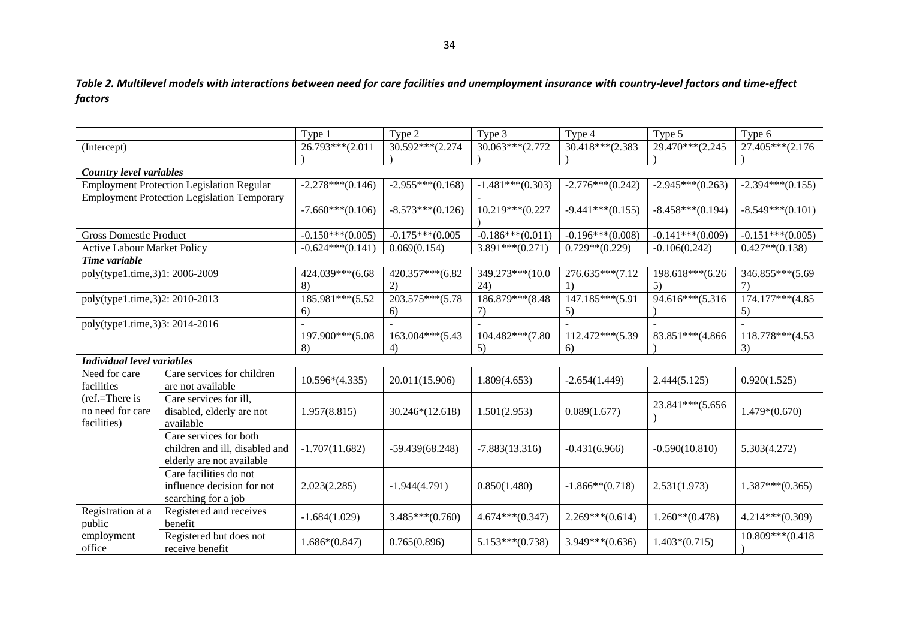***Table 2. Multilevel models with interactions between need for care facilities and unemployment insurance with country-level factors and time-effect factors***

| | | Type 1 | Type 2 | Type 3 | Type 4 | Type 5 | Type 6 |
|---|---|---|---|---|---|---|---|
| (Intercept) | | 26.793***(2.011) | 30.592***(2.274) | 30.063***(2.772) | 30.418***(2.383) | 29.470***(2.245) | 27.405***(2.176) |
| ***Country level variables*** | | | | | | | |
| Employment Protection Legislation Regular | | -2.278***(0.146) | -2.955***(0.168) | -1.481***(0.303) | -2.776***(0.242) | -2.945***(0.263) | -2.394***(0.155) |
| Employment Protection Legislation Temporary | | -7.660***(0.106) | -8.573***(0.126) | -10.219***(0.227) | -9.441***(0.155) | -8.458***(0.194) | -8.549***(0.101) |
| Gross Domestic Product | | -0.150***(0.005) | -0.175***(0.005 | -0.186***(0.011) | -0.196***(0.008) | -0.141***(0.009) | -0.151***(0.005) |
| Active Labour Market Policy | | -0.624***(0.141) | 0.069(0.154) | 3.891***(0.271) | 0.729**(0.229) | -0.106(0.242) | 0.427**(0.138) |
| ***Time variable*** | | | | | | | |
| poly(type1.time,3)1: 2006-2009 | | 424.039***(6.688) | 420.357***(6.822) | 349.273***(10.024) | 276.635***(7.121) | 198.618***(6.265) | 346.855***(5.697) |
| poly(type1.time,3)2: 2010-2013 | | 185.981***(5.526) | 203.575***(5.786) | 186.879***(8.487) | 147.185***(5.915) | 94.616***(5.316) | 174.177***(4.855) |
| poly(type1.time,3)3: 2014-2016 | | -197.900***(5.088) | -163.004***(5.434) | -104.482***(7.805) | -112.472***(5.396) | -83.851***(4.866) | -118.778***(4.533) |
| ***Individual level variables*** | | | | | | | |
| Need for care facilities (ref.=There is no need for care facilities) | Care services for children are not available | 10.596*(4.335) | 20.011(15.906) | 1.809(4.653) | -2.654(1.449) | 2.444(5.125) | 0.920(1.525) |
| | Care services for ill, disabled, elderly are not available | 1.957(8.815) | 30.246*(12.618) | 1.501(2.953) | 0.089(1.677) | 23.841***(5.656) | 1.479*(0.670) |
| | Care services for both children and ill, disabled and elderly are not available | -1.707(11.682) | -59.439(68.248) | -7.883(13.316) | -0.431(6.966) | -0.590(10.810) | 5.303(4.272) |
| | Care facilities do not influence decision for not searching for a job | 2.023(2.285) | -1.944(4.791) | 0.850(1.480) | -1.866**(0.718) | 2.531(1.973) | 1.387***(0.365) |
| Registration at a public employment office | Registered and receives benefit | -1.684(1.029) | 3.485***(0.760) | 4.674***(0.347) | 2.269***(0.614) | 1.260**(0.478) | 4.214***(0.309) |
| | Registered but does not receive benefit | 1.686*(0.847) | 0.765(0.896) | 5.153***(0.738) | 3.949***(0.636) | 1.403*(0.715) | 10.809***(0.418) |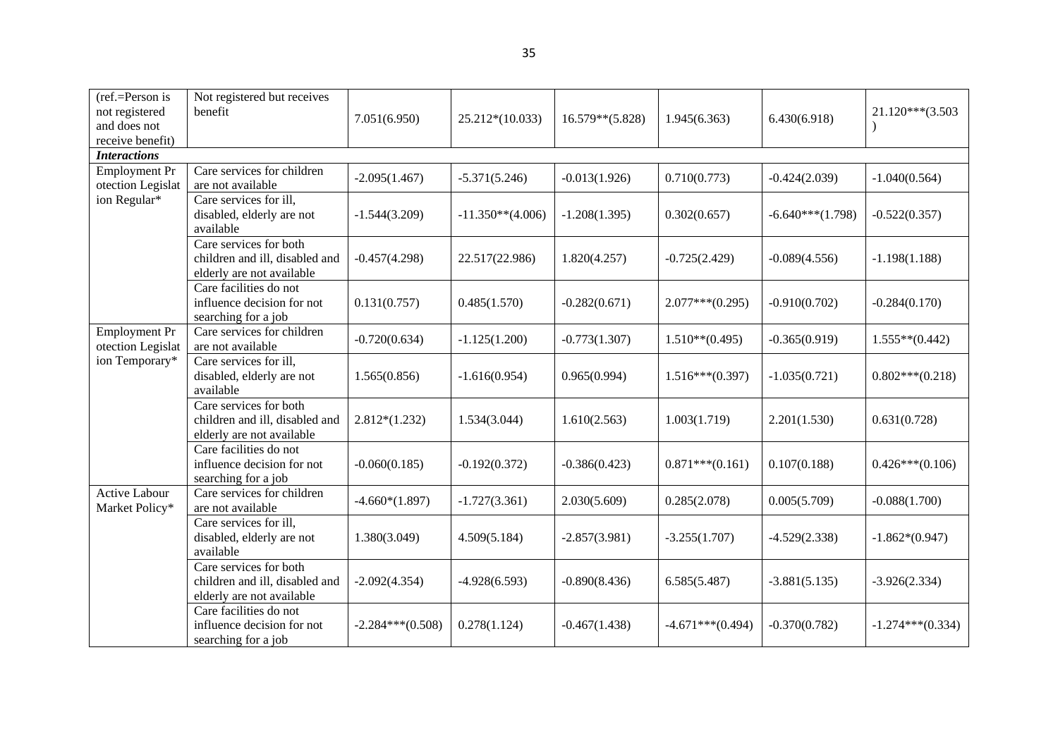| (ref.=Person is not registered and does not receive benefit) | Not registered but receives benefit | 7.051(6.950) | 25.212*(10.033) | 16.579**(5.828) | 1.945(6.363) | 6.430(6.918) | 21.120***(3.503) |
|---|---|---|---|---|---|---|---|
| ***Interactions*** | | | | | | | |
| Employment Protection Legislation Regular* | Care services for children are not available | -2.095(1.467) | -5.371(5.246) | -0.013(1.926) | 0.710(0.773) | -0.424(2.039) | -1.040(0.564) |
| | Care services for ill, disabled, elderly are not available | -1.544(3.209) | -11.350**(4.006) | -1.208(1.395) | 0.302(0.657) | -6.640***(1.798) | -0.522(0.357) |
| | Care services for both children and ill, disabled and elderly are not available | -0.457(4.298) | 22.517(22.986) | 1.820(4.257) | -0.725(2.429) | -0.089(4.556) | -1.198(1.188) |
| | Care facilities do not influence decision for not searching for a job | 0.131(0.757) | 0.485(1.570) | -0.282(0.671) | 2.077***(0.295) | -0.910(0.702) | -0.284(0.170) |
| Employment Protection Legislation Temporary* | Care services for children are not available | -0.720(0.634) | -1.125(1.200) | -0.773(1.307) | 1.510**(0.495) | -0.365(0.919) | 1.555**(0.442) |
| | Care services for ill, disabled, elderly are not available | 1.565(0.856) | -1.616(0.954) | 0.965(0.994) | 1.516***(0.397) | -1.035(0.721) | 0.802***(0.218) |
| | Care services for both children and ill, disabled and elderly are not available | 2.812*(1.232) | 1.534(3.044) | 1.610(2.563) | 1.003(1.719) | 2.201(1.530) | 0.631(0.728) |
| | Care facilities do not influence decision for not searching for a job | -0.060(0.185) | -0.192(0.372) | -0.386(0.423) | 0.871***(0.161) | 0.107(0.188) | 0.426***(0.106) |
| Active Labour Market Policy* | Care services for children are not available | -4.660*(1.897) | -1.727(3.361) | 2.030(5.609) | 0.285(2.078) | 0.005(5.709) | -0.088(1.700) |
| | Care services for ill, disabled, elderly are not available | 1.380(3.049) | 4.509(5.184) | -2.857(3.981) | -3.255(1.707) | -4.529(2.338) | -1.862*(0.947) |
| | Care services for both children and ill, disabled and elderly are not available | -2.092(4.354) | -4.928(6.593) | -0.890(8.436) | 6.585(5.487) | -3.881(5.135) | -3.926(2.334) |
| | Care facilities do not influence decision for not searching for a job | -2.284***(0.508) | 0.278(1.124) | -0.467(1.438) | -4.671***(0.494) | -0.370(0.782) | -1.274***(0.334) |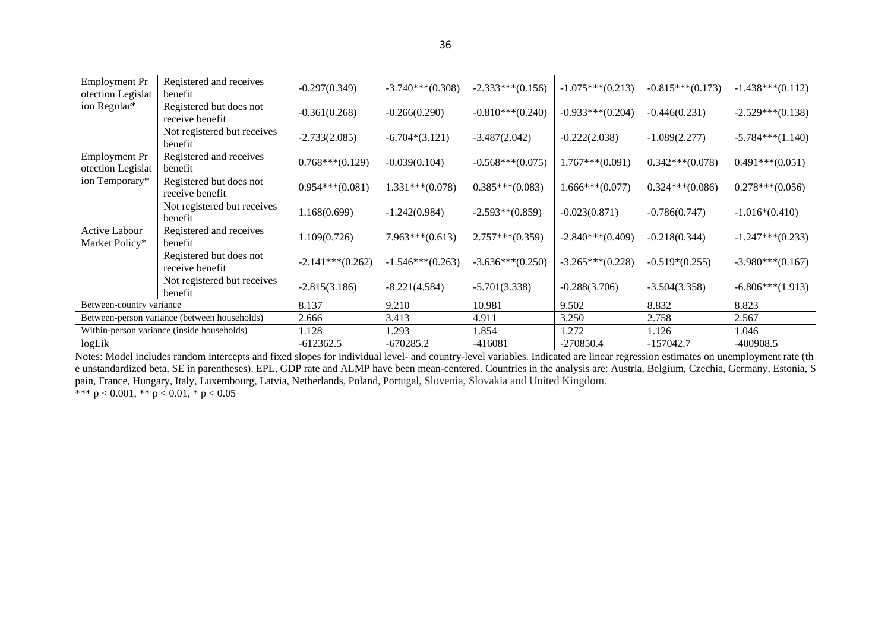| | | | | | | | |
|---|---|---|---|---|---|---|---|
| Employment Protection Legislation Regular* | Registered and receives benefit | -0.297(0.349) | -3.740***(0.308) | -2.333***(0.156) | -1.075***(0.213) | -0.815***(0.173) | -1.438***(0.112) |
| | Registered but does not receive benefit | -0.361(0.268) | -0.266(0.290) | -0.810***(0.240) | -0.933***(0.204) | -0.446(0.231) | -2.529***(0.138) |
| | Not registered but receives benefit | -2.733(2.085) | -6.704*(3.121) | -3.487(2.042) | -0.222(2.038) | -1.089(2.277) | -5.784***(1.140) |
| Employment Protection Legislation Temporary* | Registered and receives benefit | 0.768***(0.129) | -0.039(0.104) | -0.568***(0.075) | 1.767***(0.091) | 0.342***(0.078) | 0.491***(0.051) |
| | Registered but does not receive benefit | 0.954***(0.081) | 1.331***(0.078) | 0.385***(0.083) | 1.666***(0.077) | 0.324***(0.086) | 0.278***(0.056) |
| | Not registered but receives benefit | 1.168(0.699) | -1.242(0.984) | -2.593**(0.859) | -0.023(0.871) | -0.786(0.747) | -1.016*(0.410) |
| Active Labour Market Policy* | Registered and receives benefit | 1.109(0.726) | 7.963***(0.613) | 2.757***(0.359) | -2.840***(0.409) | -0.218(0.344) | -1.247***(0.233) |
| | Registered but does not receive benefit | -2.141***(0.262) | -1.546***(0.263) | -3.636***(0.250) | -3.265***(0.228) | -0.519*(0.255) | -3.980***(0.167) |
| | Not registered but receives benefit | -2.815(3.186) | -8.221(4.584) | -5.701(3.338) | -0.288(3.706) | -3.504(3.358) | -6.806***(1.913) |
| Between-country variance | | 8.137 | 9.210 | 10.981 | 9.502 | 8.832 | 8.823 |
| Between-person variance (between households) | | 2.666 | 3.413 | 4.911 | 3.250 | 2.758 | 2.567 |
| Within-person variance (inside households) | | 1.128 | 1.293 | 1.854 | 1.272 | 1.126 | 1.046 |
| logLik | | -612362.5 | -670285.2 | -416081 | -270850.4 | -157042.7 | -400908.5 |

Notes: Model includes random intercepts and fixed slopes for individual level- and country-level variables. Indicated are linear regression estimates on unemployment rate (the unstandardized beta, SE in parentheses). EPL, GDP rate and ALMP have been mean-centered. Countries in the analysis are: Austria, Belgium, Czechia, Germany, Estonia, Spain, France, Hungary, Italy, Luxembourg, Latvia, Netherlands, Poland, Portugal, Slovenia, Slovakia and United Kingdom.

*** $p < 0.001$, ** $p < 0.01$, * $p < 0.05$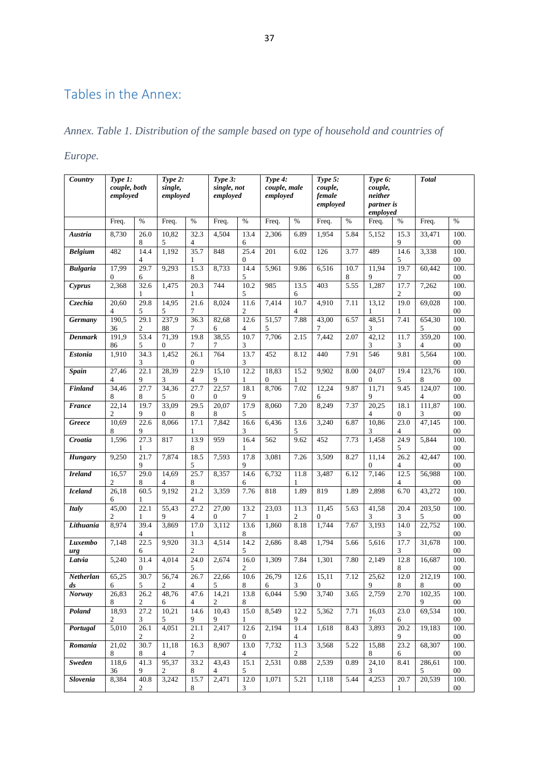# Tables in the Annex:

*Annex. Table 1. Distribution of the sample based on type of household and countries of Europe.*

| ***Country*** | ***Type 1: couple, both employed*** | | ***Type 2: single, employed*** | | ***Type 3: single, not employed*** | | ***Type 4: couple, male employed*** | | ***Type 5: couple, female employed*** | | ***Type 6: couple, neither partner is employed*** | | ***Total*** | |
|---|---|---|---|---|---|---|---|---|---|---|---|---|---|---|
| | Freq. | % | Freq. | % | Freq. | % | Freq. | % | Freq. | % | Freq. | % | Freq. | % |
| ***Austria*** | 8,730 | 26.08 | 10,825 | 32.31 | 4,504 | 13.46 | 2,306 | 6.89 | 1,954 | 5.84 | 5,152 | 15.39 | 33,471 | 100.00 |
| ***Belgium*** | 482 | 14.44 | 1,192 | 35.71 | 848 | 25.40 | 201 | 6.02 | 126 | 3.77 | 489 | 14.65 | 3,338 | 100.00 |
| ***Bulgaria*** | 17,990 | 29.76 | 9,293 | 15.38 | 8,733 | 14.45 | 5,961 | 9.86 | 6,516 | 10.78 | 11,949 | 19.77 | 60,442 | 100.00 |
| ***Cyprus*** | 2,368 | 32.61 | 1,475 | 20.31 | 744 | 10.25 | 985 | 13.56 | 403 | 5.55 | 1,287 | 17.72 | 7,262 | 100.00 |
| ***Czechia*** | 20,604 | 29.85 | 14,955 | 21.67 | 8,024 | 11.62 | 7,414 | 10.74 | 4,910 | 7.11 | 13,121 | 19.01 | 69,028 | 100.00 |
| ***Germany*** | 190,536 | 29.12 | 237,988 | 36.37 | 82,686 | 12.64 | 51,575 | 7.88 | 43,007 | 6.57 | 48,513 | 7.41 | 654,305 | 100.00 |
| ***Denmark*** | 191,986 | 53.45 | 71,390 | 19.87 | 38,557 | 10.73 | 7,706 | 2.15 | 7,442 | 2.07 | 42,123 | 11.73 | 359,204 | 100.00 |
| ***Estonia*** | 1,910 | 34.33 | 1,452 | 26.10 | 764 | 13.73 | 452 | 8.12 | 440 | 7.91 | 546 | 9.81 | 5,564 | 100.00 |
| ***Spain*** | 27,464 | 22.19 | 28,393 | 22.94 | 15,109 | 12.21 | 18,830 | 15.21 | 9,902 | 8.00 | 24,070 | 19.45 | 123,768 | 100.00 |
| ***Finland*** | 34,468 | 27.78 | 34,365 | 27.70 | 22,570 | 18.19 | 8,706 | 7.02 | 12,246 | 9.87 | 11,719 | 9.45 | 124,074 | 100.00 |
| ***France*** | 22,142 | 19.79 | 33,098 | 29.58 | 20,078 | 17.95 | 8,060 | 7.20 | 8,249 | 7.37 | 20,254 | 18.10 | 111,873 | 100.00 |
| ***Greece*** | 10,698 | 22.69 | 8,066 | 17.11 | 7,842 | 16.63 | 6,436 | 13.65 | 3,240 | 6.87 | 10,863 | 23.04 | 47,145 | 100.00 |
| ***Croatia*** | 1,596 | 27.31 | 817 | 13.98 | 959 | 16.41 | 562 | 9.62 | 452 | 7.73 | 1,458 | 24.95 | 5,844 | 100.00 |
| ***Hungary*** | 9,250 | 21.79 | 7,874 | 18.55 | 7,593 | 17.89 | 3,081 | 7.26 | 3,509 | 8.27 | 11,140 | 26.24 | 42,447 | 100.00 |
| ***Ireland*** | 16,572 | 29.08 | 14,694 | 25.78 | 8,357 | 14.66 | 6,732 | 11.81 | 3,487 | 6.12 | 7,146 | 12.54 | 56,988 | 100.00 |
| ***Iceland*** | 26,186 | 60.51 | 9,192 | 21.24 | 3,359 | 7.76 | 818 | 1.89 | 819 | 1.89 | 2,898 | 6.70 | 43,272 | 100.00 |
| ***Italy*** | 45,002 | 22.11 | 55,439 | 27.24 | 27,000 | 13.27 | 23,031 | 11.32 | 11,450 | 5.63 | 41,583 | 20.43 | 203,505 | 100.00 |
| ***Lithuania*** | 8,974 | 39.44 | 3,869 | 17.01 | 3,112 | 13.68 | 1,860 | 8.18 | 1,744 | 7.67 | 3,193 | 14.03 | 22,752 | 100.00 |
| ***Luxemburg*** | 7,148 | 22.56 | 9,920 | 31.32 | 4,514 | 14.25 | 2,686 | 8.48 | 1,794 | 5.66 | 5,616 | 17.73 | 31,678 | 100.00 |
| ***Latvia*** | 5,240 | 31.40 | 4,014 | 24.05 | 2,674 | 16.02 | 1,309 | 7.84 | 1,301 | 7.80 | 2,149 | 12.88 | 16,687 | 100.00 |
| ***Netherlands*** | 65,256 | 30.75 | 56,742 | 26.74 | 22,668 | 10.68 | 26,796 | 12.63 | 15,111 | 7.12 | 25,629 | 12.08 | 212,198 | 100.00 |
| ***Norway*** | 26,838 | 26.22 | 48,766 | 47.64 | 14,212 | 13.88 | 6,044 | 5.90 | 3,740 | 3.65 | 2,759 | 2.70 | 102,359 | 100.00 |
| ***Poland*** | 18,932 | 27.23 | 10,215 | 14.69 | 10,439 | 15.01 | 8,549 | 12.29 | 5,362 | 7.71 | 16,037 | 23.06 | 69,534 | 100.00 |
| ***Portugal*** | 5,010 | 26.12 | 4,051 | 21.12 | 2,417 | 12.60 | 2,194 | 11.44 | 1,618 | 8.43 | 3,893 | 20.29 | 19,183 | 100.00 |
| ***Romania*** | 21,028 | 30.78 | 11,184 | 16.37 | 8,907 | 13.04 | 7,732 | 11.32 | 3,568 | 5.22 | 15,888 | 23.26 | 68,307 | 100.00 |
| ***Sweden*** | 118,636 | 41.39 | 95,372 | 33.28 | 43,434 | 15.15 | 2,531 | 0.88 | 2,539 | 0.89 | 24,103 | 8.41 | 286,615 | 100.00 |
| ***Slovenia*** | 8,384 | 40.82 | 3,242 | 15.78 | 2,471 | 12.03 | 1,071 | 5.21 | 1,118 | 5.44 | 4,253 | 20.71 | 20,539 | 100.00 |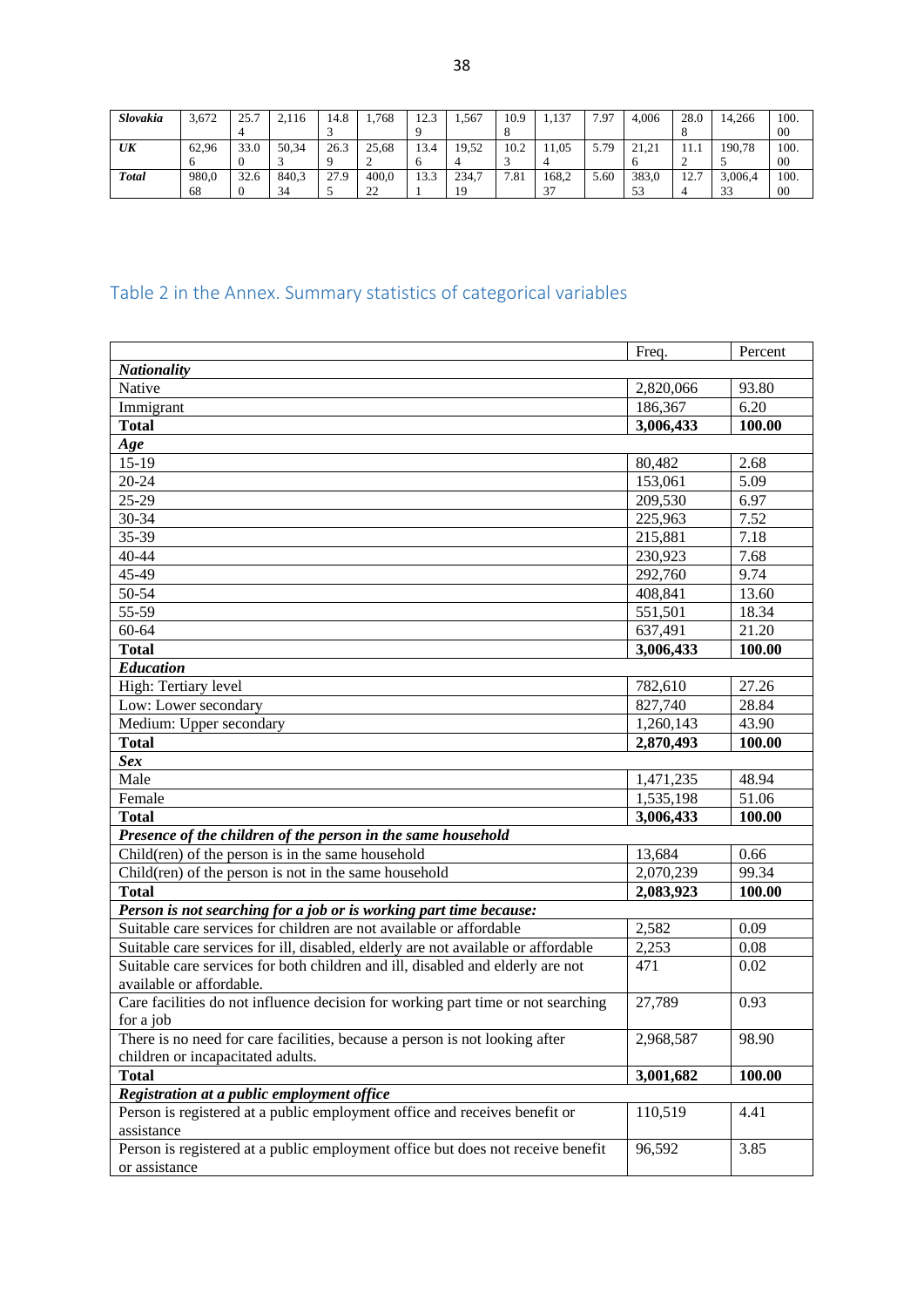| *Slovakia* | 3,672 | 25.74 | 2,116 | 14.83 | 1,768 | 12.39 | 1,567 | 10.98 | 1,137 | 7.97 | 4,006 | 28.08 | 14,266 | 100.00 |
|---|---|---|---|---|---|---|---|---|---|---|---|---|---|---|
| *UK* | 62,966 | 33.00 | 50,343 | 26.39 | 25,682 | 13.46 | 19,524 | 10.23 | 11,054 | 5.79 | 21,216 | 11.12 | 190,785 | 100.00 |
| *Total* | 980,068 | 32.60 | 840,334 | 27.95 | 400,022 | 13.31 | 234,719 | 7.81 | 168,237 | 5.60 | 383,053 | 12.74 | 3,006,433 | 100.00 |

## Table 2 in the Annex. Summary statistics of categorical variables

| | Freq. | Percent |
|---|---|---|
| ***Nationality*** | | |
| Native | 2,820,066 | 93.80 |
| Immigrant | 186,367 | 6.20 |
| **Total** | **3,006,433** | **100.00** |
| ***Age*** | | |
| 15-19 | 80,482 | 2.68 |
| 20-24 | 153,061 | 5.09 |
| 25-29 | 209,530 | 6.97 |
| 30-34 | 225,963 | 7.52 |
| 35-39 | 215,881 | 7.18 |
| 40-44 | 230,923 | 7.68 |
| 45-49 | 292,760 | 9.74 |
| 50-54 | 408,841 | 13.60 |
| 55-59 | 551,501 | 18.34 |
| 60-64 | 637,491 | 21.20 |
| **Total** | **3,006,433** | **100.00** |
| ***Education*** | | |
| High: Tertiary level | 782,610 | 27.26 |
| Low: Lower secondary | 827,740 | 28.84 |
| Medium: Upper secondary | 1,260,143 | 43.90 |
| **Total** | **2,870,493** | **100.00** |
| ***Sex*** | | |
| Male | 1,471,235 | 48.94 |
| Female | 1,535,198 | 51.06 |
| **Total** | **3,006,433** | **100.00** |
| ***Presence of the children of the person in the same household*** | | |
| Child(ren) of the person is in the same household | 13,684 | 0.66 |
| Child(ren) of the person is not in the same household | 2,070,239 | 99.34 |
| **Total** | **2,083,923** | **100.00** |
| ***Person is not searching for a job or is working part time because:*** | | |
| Suitable care services for children are not available or affordable | 2,582 | 0.09 |
| Suitable care services for ill, disabled, elderly are not available or affordable | 2,253 | 0.08 |
| Suitable care services for both children and ill, disabled and elderly are not available or affordable. | 471 | 0.02 |
| Care facilities do not influence decision for working part time or not searching for a job | 27,789 | 0.93 |
| There is no need for care facilities, because a person is not looking after children or incapacitated adults. | 2,968,587 | 98.90 |
| **Total** | **3,001,682** | **100.00** |
| ***Registration at a public employment office*** | | |
| Person is registered at a public employment office and receives benefit or assistance | 110,519 | 4.41 |
| Person is registered at a public employment office but does not receive benefit or assistance | 96,592 | 3.85 |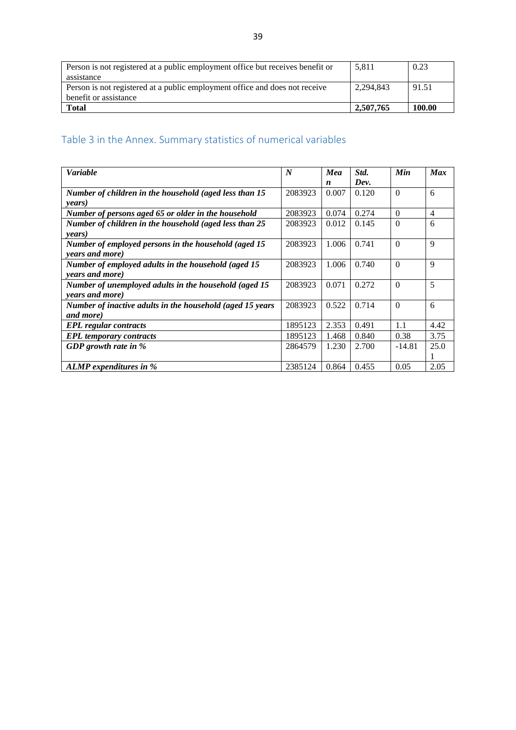| | | |
|---|---|---|
| Person is not registered at a public employment office but receives benefit or assistance | 5,811 | 0.23 |
| Person is not registered at a public employment office and does not receive benefit or assistance | 2,294,843 | 91.51 |
| **Total** | **2,507,765** | **100.00** |

## Table 3 in the Annex. Summary statistics of numerical variables

| ***Variable*** | ***N*** | ***Mean*** | ***Std. Dev.*** | ***Min*** | ***Max*** |
|---|---|---|---|---|---|
| ***Number of children in the household (aged less than 15 years)*** | 2083923 | 0.007 | 0.120 | 0 | 6 |
| ***Number of persons aged 65 or older in the household*** | 2083923 | 0.074 | 0.274 | 0 | 4 |
| ***Number of children in the household (aged less than 25 years)*** | 2083923 | 0.012 | 0.145 | 0 | 6 |
| ***Number of employed persons in the household (aged 15 years and more)*** | 2083923 | 1.006 | 0.741 | 0 | 9 |
| ***Number of employed adults in the household (aged 15 years and more)*** | 2083923 | 1.006 | 0.740 | 0 | 9 |
| ***Number of unemployed adults in the household (aged 15 years and more)*** | 2083923 | 0.071 | 0.272 | 0 | 5 |
| ***Number of inactive adults in the household (aged 15 years and more)*** | 2083923 | 0.522 | 0.714 | 0 | 6 |
| ***EPL regular contracts*** | 1895123 | 2.353 | 0.491 | 1.1 | 4.42 |
| ***EPL temporary contracts*** | 1895123 | 1.468 | 0.840 | 0.38 | 3.75 |
| ***GDP growth rate in %*** | 2864579 | 1.230 | 2.700 | -14.81 | 25.01 |
| ***ALMP expenditures in %*** | 2385124 | 0.864 | 0.455 | 0.05 | 2.05 |